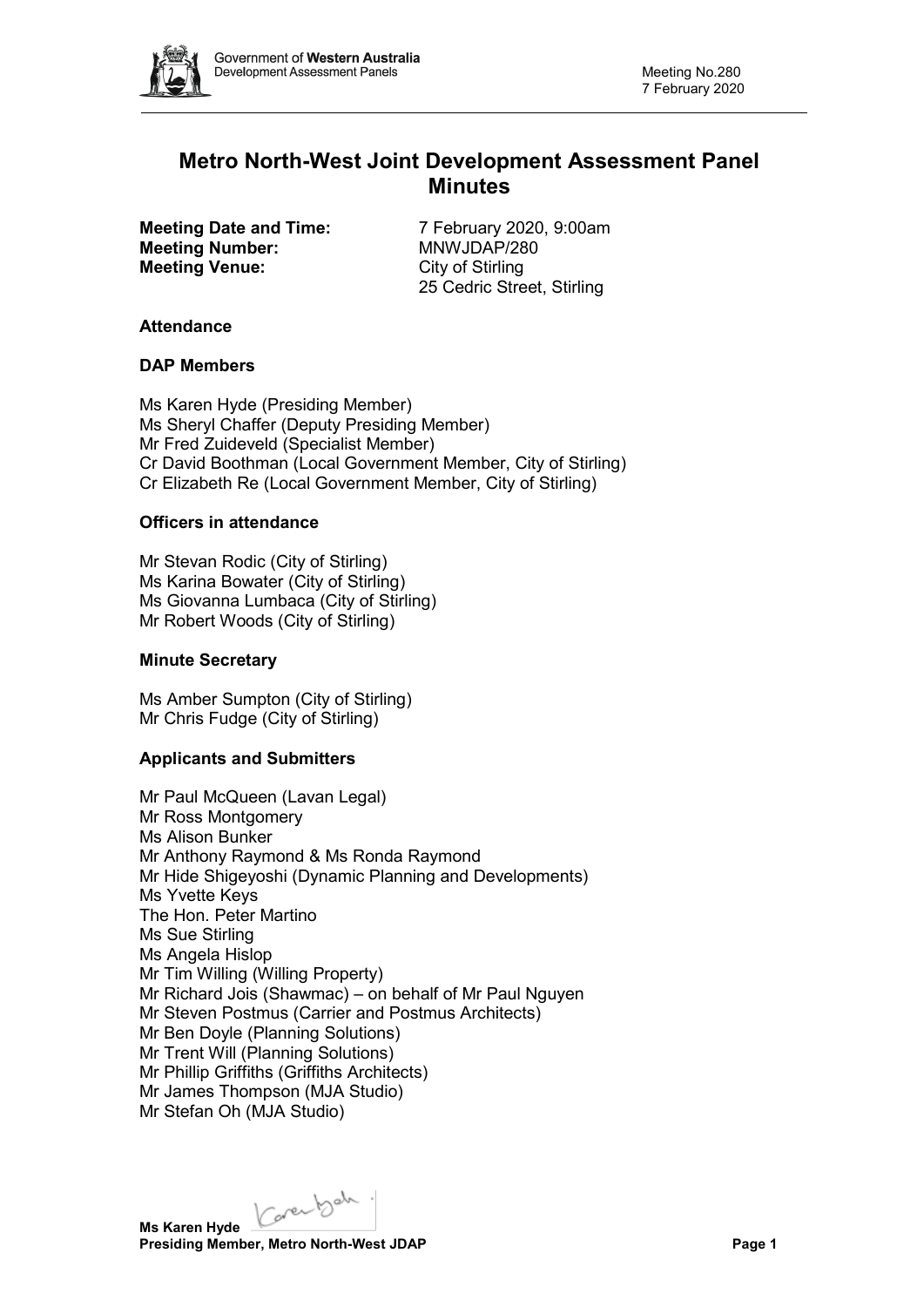# Metro North-West Joint Development Assessment Panel Minutes

**Meeting Date and Time:** 7 February 2020, 9:00am
**Meeting Number:** MNWJDAP/280
**Meeting Venue:** City of Stirling
25 Cedric Street, Stirling

### Attendance

### DAP Members

Ms Karen Hyde (Presiding Member)
Ms Sheryl Chaffer (Deputy Presiding Member)
Mr Fred Zuideveld (Specialist Member)
Cr David Boothman (Local Government Member, City of Stirling)
Cr Elizabeth Re (Local Government Member, City of Stirling)

### Officers in attendance

Mr Stevan Rodic (City of Stirling)
Ms Karina Bowater (City of Stirling)
Ms Giovanna Lumbaca (City of Stirling)
Mr Robert Woods (City of Stirling)

### Minute Secretary

Ms Amber Sumpton (City of Stirling)
Mr Chris Fudge (City of Stirling)

### Applicants and Submitters

Mr Paul McQueen (Lavan Legal)
Mr Ross Montgomery
Ms Alison Bunker
Mr Anthony Raymond & Ms Ronda Raymond
Mr Hide Shigeyoshi (Dynamic Planning and Developments)
Ms Yvette Keys
The Hon. Peter Martino
Ms Sue Stirling
Ms Angela Hislop
Mr Tim Willing (Willing Property)
Mr Richard Jois (Shawmac) – on behalf of Mr Paul Nguyen
Mr Steven Postmus (Carrier and Postmus Architects)
Mr Ben Doyle (Planning Solutions)
Mr Trent Will (Planning Solutions)
Mr Phillip Griffiths (Griffiths Architects)
Mr James Thompson (MJA Studio)
Mr Stefan Oh (MJA Studio)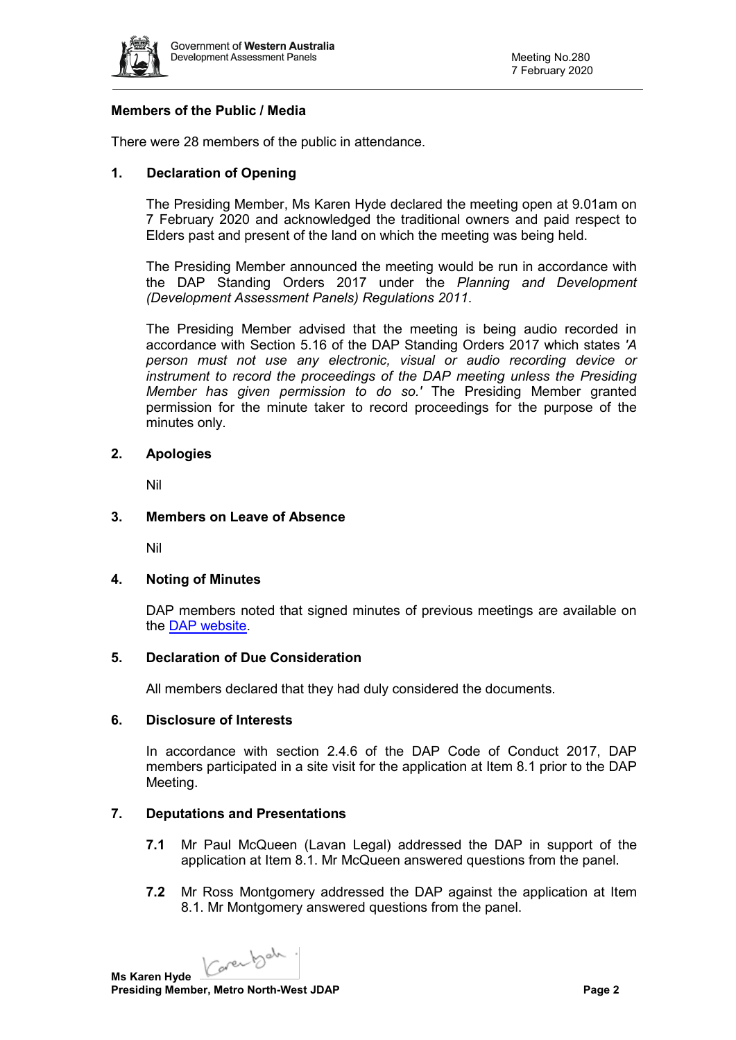**Members of the Public / Media**

There were 28 members of the public in attendance.

## 1. Declaration of Opening

The Presiding Member, Ms Karen Hyde declared the meeting open at 9.01am on 7 February 2020 and acknowledged the traditional owners and paid respect to Elders past and present of the land on which the meeting was being held.

The Presiding Member announced the meeting would be run in accordance with the DAP Standing Orders 2017 under the *Planning and Development (Development Assessment Panels) Regulations 2011*.

The Presiding Member advised that the meeting is being audio recorded in accordance with Section 5.16 of the DAP Standing Orders 2017 which states *'A person must not use any electronic, visual or audio recording device or instrument to record the proceedings of the DAP meeting unless the Presiding Member has given permission to do so.'* The Presiding Member granted permission for the minute taker to record proceedings for the purpose of the minutes only.

## 2. Apologies

Nil

## 3. Members on Leave of Absence

Nil

## 4. Noting of Minutes

DAP members noted that signed minutes of previous meetings are available on the [DAP website](https://www.dplh.wa.gov.au/daps).

## 5. Declaration of Due Consideration

All members declared that they had duly considered the documents.

## 6. Disclosure of Interests

In accordance with section 2.4.6 of the DAP Code of Conduct 2017, DAP members participated in a site visit for the application at Item 8.1 prior to the DAP Meeting.

## 7. Deputations and Presentations

**7.1** Mr Paul McQueen (Lavan Legal) addressed the DAP in support of the application at Item 8.1. Mr McQueen answered questions from the panel.

**7.2** Mr Ross Montgomery addressed the DAP against the application at Item 8.1. Mr Montgomery answered questions from the panel.

**Ms Karen Hyde**
**Presiding Member, Metro North-West JDAP**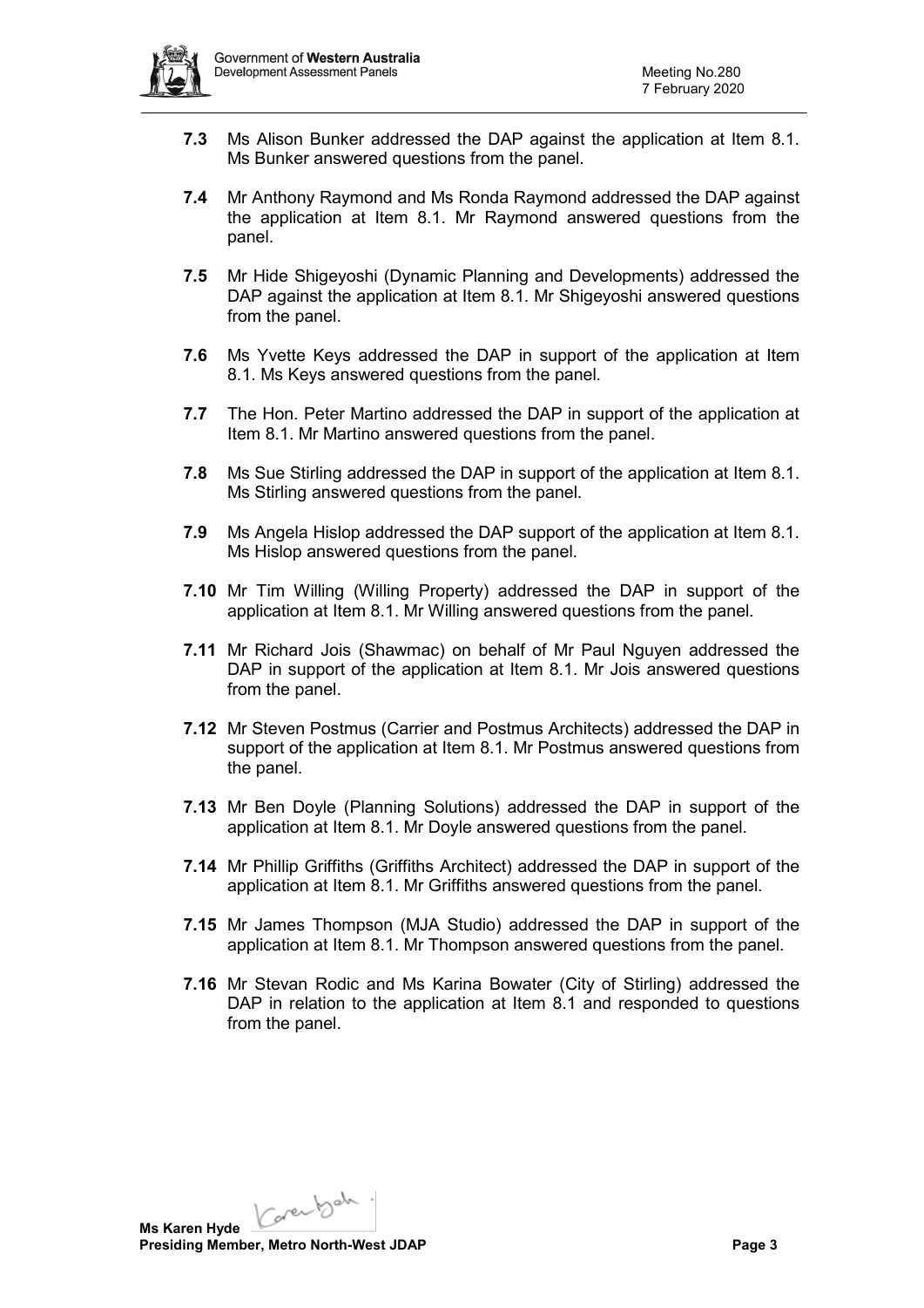**7.3** Ms Alison Bunker addressed the DAP against the application at Item 8.1. Ms Bunker answered questions from the panel.

**7.4** Mr Anthony Raymond and Ms Ronda Raymond addressed the DAP against the application at Item 8.1. Mr Raymond answered questions from the panel.

**7.5** Mr Hide Shigeyoshi (Dynamic Planning and Developments) addressed the DAP against the application at Item 8.1. Mr Shigeyoshi answered questions from the panel.

**7.6** Ms Yvette Keys addressed the DAP in support of the application at Item 8.1. Ms Keys answered questions from the panel.

**7.7** The Hon. Peter Martino addressed the DAP in support of the application at Item 8.1. Mr Martino answered questions from the panel.

**7.8** Ms Sue Stirling addressed the DAP in support of the application at Item 8.1. Ms Stirling answered questions from the panel.

**7.9** Ms Angela Hislop addressed the DAP support of the application at Item 8.1. Ms Hislop answered questions from the panel.

**7.10** Mr Tim Willing (Willing Property) addressed the DAP in support of the application at Item 8.1. Mr Willing answered questions from the panel.

**7.11** Mr Richard Jois (Shawmac) on behalf of Mr Paul Nguyen addressed the DAP in support of the application at Item 8.1. Mr Jois answered questions from the panel.

**7.12** Mr Steven Postmus (Carrier and Postmus Architects) addressed the DAP in support of the application at Item 8.1. Mr Postmus answered questions from the panel.

**7.13** Mr Ben Doyle (Planning Solutions) addressed the DAP in support of the application at Item 8.1. Mr Doyle answered questions from the panel.

**7.14** Mr Phillip Griffiths (Griffiths Architect) addressed the DAP in support of the application at Item 8.1. Mr Griffiths answered questions from the panel.

**7.15** Mr James Thompson (MJA Studio) addressed the DAP in support of the application at Item 8.1. Mr Thompson answered questions from the panel.

**7.16** Mr Stevan Rodic and Ms Karina Bowater (City of Stirling) addressed the DAP in relation to the application at Item 8.1 and responded to questions from the panel.

**Ms Karen Hyde**
**Presiding Member, Metro North-West JDAP**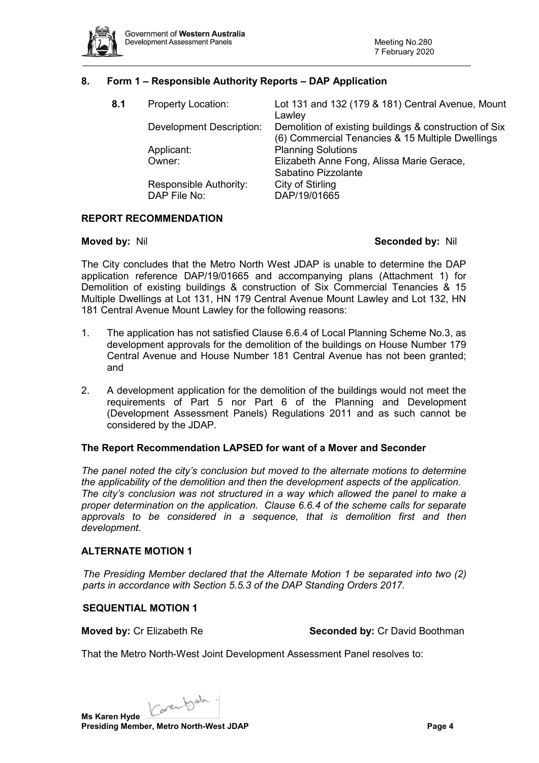## 8. Form 1 – Responsible Authority Reports – DAP Application

| **8.1** | Property Location: | Lot 131 and 132 (179 & 181) Central Avenue, Mount Lawley |
|---|---|---|
| | Development Description: | Demolition of existing buildings & construction of Six (6) Commercial Tenancies & 15 Multiple Dwellings |
| | Applicant: | Planning Solutions |
| | Owner: | Elizabeth Anne Fong, Alissa Marie Gerace, Sabatino Pizzolante |
| | Responsible Authority: | City of Stirling |
| | DAP File No: | DAP/19/01665 |

### REPORT RECOMMENDATION

**Moved by:** Nil **Seconded by:** Nil

The City concludes that the Metro North West JDAP is unable to determine the DAP application reference DAP/19/01665 and accompanying plans (Attachment 1) for Demolition of existing buildings & construction of Six Commercial Tenancies & 15 Multiple Dwellings at Lot 131, HN 179 Central Avenue Mount Lawley and Lot 132, HN 181 Central Avenue Mount Lawley for the following reasons:

1. The application has not satisfied Clause 6.6.4 of Local Planning Scheme No.3, as development approvals for the demolition of the buildings on House Number 179 Central Avenue and House Number 181 Central Avenue has not been granted; and
2. A development application for the demolition of the buildings would not meet the requirements of Part 5 nor Part 6 of the Planning and Development (Development Assessment Panels) Regulations 2011 and as such cannot be considered by the JDAP.

**The Report Recommendation LAPSED for want of a Mover and Seconder**

*The panel noted the city's conclusion but moved to the alternate motions to determine the applicability of the demolition and then the development aspects of the application. The city's conclusion was not structured in a way which allowed the panel to make a proper determination on the application. Clause 6.6.4 of the scheme calls for separate approvals to be considered in a sequence, that is demolition first and then development.*

### ALTERNATE MOTION 1

*The Presiding Member declared that the Alternate Motion 1 be separated into two (2) parts in accordance with Section 5.5.3 of the DAP Standing Orders 2017.*

### SEQUENTIAL MOTION 1

**Moved by:** Cr Elizabeth Re **Seconded by:** Cr David Boothman

That the Metro North-West Joint Development Assessment Panel resolves to: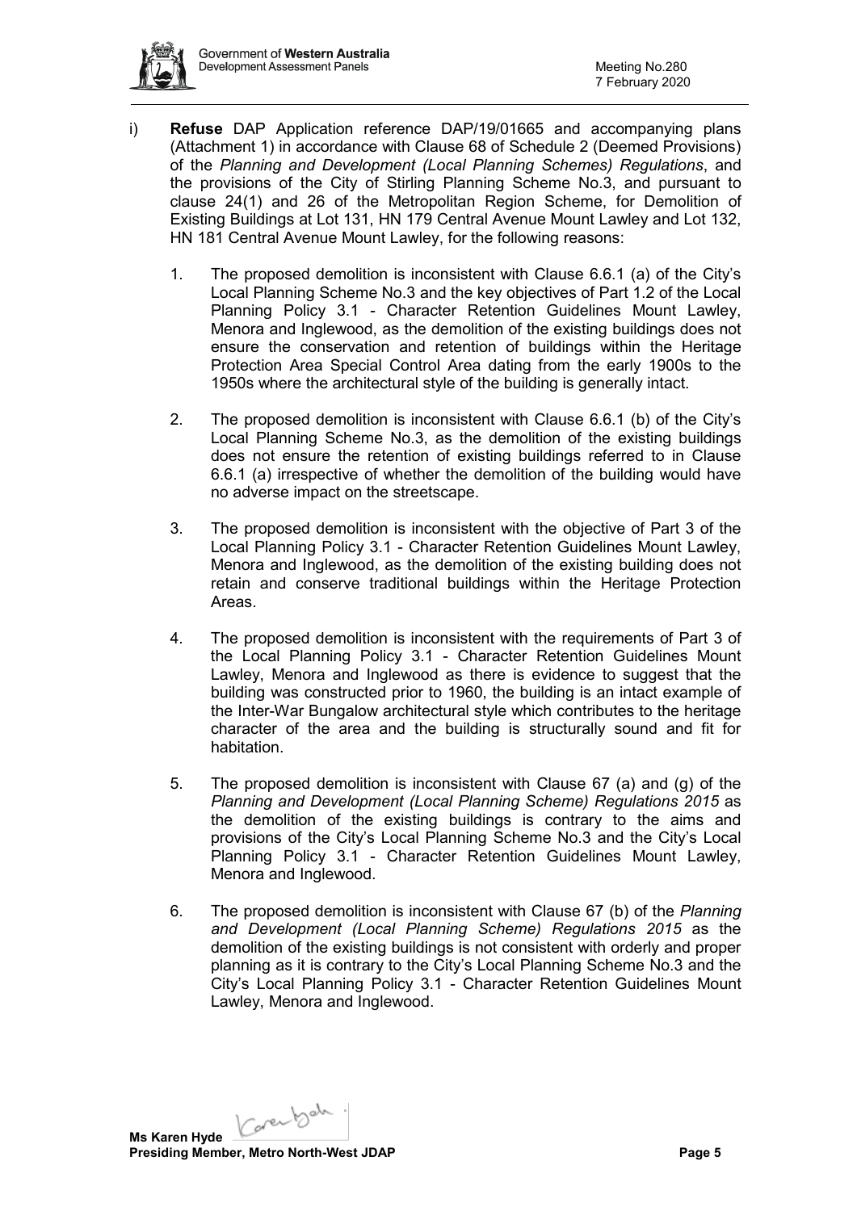i) **Refuse** DAP Application reference DAP/19/01665 and accompanying plans (Attachment 1) in accordance with Clause 68 of Schedule 2 (Deemed Provisions) of the *Planning and Development (Local Planning Schemes) Regulations*, and the provisions of the City of Stirling Planning Scheme No.3, and pursuant to clause 24(1) and 26 of the Metropolitan Region Scheme, for Demolition of Existing Buildings at Lot 131, HN 179 Central Avenue Mount Lawley and Lot 132, HN 181 Central Avenue Mount Lawley, for the following reasons:

1. The proposed demolition is inconsistent with Clause 6.6.1 (a) of the City's Local Planning Scheme No.3 and the key objectives of Part 1.2 of the Local Planning Policy 3.1 - Character Retention Guidelines Mount Lawley, Menora and Inglewood, as the demolition of the existing buildings does not ensure the conservation and retention of buildings within the Heritage Protection Area Special Control Area dating from the early 1900s to the 1950s where the architectural style of the building is generally intact.

2. The proposed demolition is inconsistent with Clause 6.6.1 (b) of the City's Local Planning Scheme No.3, as the demolition of the existing buildings does not ensure the retention of existing buildings referred to in Clause 6.6.1 (a) irrespective of whether the demolition of the building would have no adverse impact on the streetscape.

3. The proposed demolition is inconsistent with the objective of Part 3 of the Local Planning Policy 3.1 - Character Retention Guidelines Mount Lawley, Menora and Inglewood, as the demolition of the existing building does not retain and conserve traditional buildings within the Heritage Protection Areas.

4. The proposed demolition is inconsistent with the requirements of Part 3 of the Local Planning Policy 3.1 - Character Retention Guidelines Mount Lawley, Menora and Inglewood as there is evidence to suggest that the building was constructed prior to 1960, the building is an intact example of the Inter-War Bungalow architectural style which contributes to the heritage character of the area and the building is structurally sound and fit for habitation.

5. The proposed demolition is inconsistent with Clause 67 (a) and (g) of the *Planning and Development (Local Planning Scheme) Regulations 2015* as the demolition of the existing buildings is contrary to the aims and provisions of the City's Local Planning Scheme No.3 and the City's Local Planning Policy 3.1 - Character Retention Guidelines Mount Lawley, Menora and Inglewood.

6. The proposed demolition is inconsistent with Clause 67 (b) of the *Planning and Development (Local Planning Scheme) Regulations 2015* as the demolition of the existing buildings is not consistent with orderly and proper planning as it is contrary to the City's Local Planning Scheme No.3 and the City's Local Planning Policy 3.1 - Character Retention Guidelines Mount Lawley, Menora and Inglewood.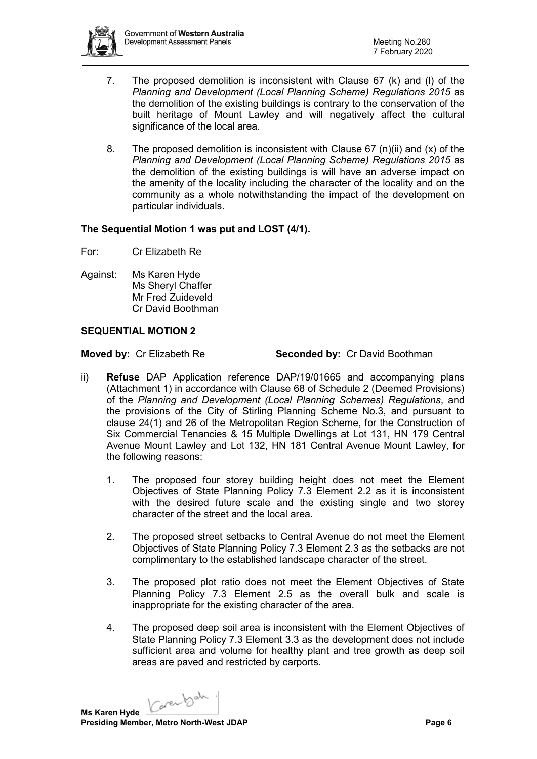7. The proposed demolition is inconsistent with Clause 67 (k) and (l) of the *Planning and Development (Local Planning Scheme) Regulations 2015* as the demolition of the existing buildings is contrary to the conservation of the built heritage of Mount Lawley and will negatively affect the cultural significance of the local area.

8. The proposed demolition is inconsistent with Clause 67 (n)(ii) and (x) of the *Planning and Development (Local Planning Scheme) Regulations 2015* as the demolition of the existing buildings is will have an adverse impact on the amenity of the locality including the character of the locality and on the community as a whole notwithstanding the impact of the development on particular individuals.

**The Sequential Motion 1 was put and LOST (4/1).**

For: Cr Elizabeth Re

Against: Ms Karen Hyde
Ms Sheryl Chaffer
Mr Fred Zuideveld
Cr David Boothman

**SEQUENTIAL MOTION 2**

**Moved by:** Cr Elizabeth Re **Seconded by:** Cr David Boothman

ii) **Refuse** DAP Application reference DAP/19/01665 and accompanying plans (Attachment 1) in accordance with Clause 68 of Schedule 2 (Deemed Provisions) of the *Planning and Development (Local Planning Schemes) Regulations*, and the provisions of the City of Stirling Planning Scheme No.3, and pursuant to clause 24(1) and 26 of the Metropolitan Region Scheme, for the Construction of Six Commercial Tenancies & 15 Multiple Dwellings at Lot 131, HN 179 Central Avenue Mount Lawley and Lot 132, HN 181 Central Avenue Mount Lawley, for the following reasons:

1. The proposed four storey building height does not meet the Element Objectives of State Planning Policy 7.3 Element 2.2 as it is inconsistent with the desired future scale and the existing single and two storey character of the street and the local area.

2. The proposed street setbacks to Central Avenue do not meet the Element Objectives of State Planning Policy 7.3 Element 2.3 as the setbacks are not complimentary to the established landscape character of the street.

3. The proposed plot ratio does not meet the Element Objectives of State Planning Policy 7.3 Element 2.5 as the overall bulk and scale is inappropriate for the existing character of the area.

4. The proposed deep soil area is inconsistent with the Element Objectives of State Planning Policy 7.3 Element 3.3 as the development does not include sufficient area and volume for healthy plant and tree growth as deep soil areas are paved and restricted by carports.

**Ms Karen Hyde**
**Presiding Member, Metro North-West JDAP**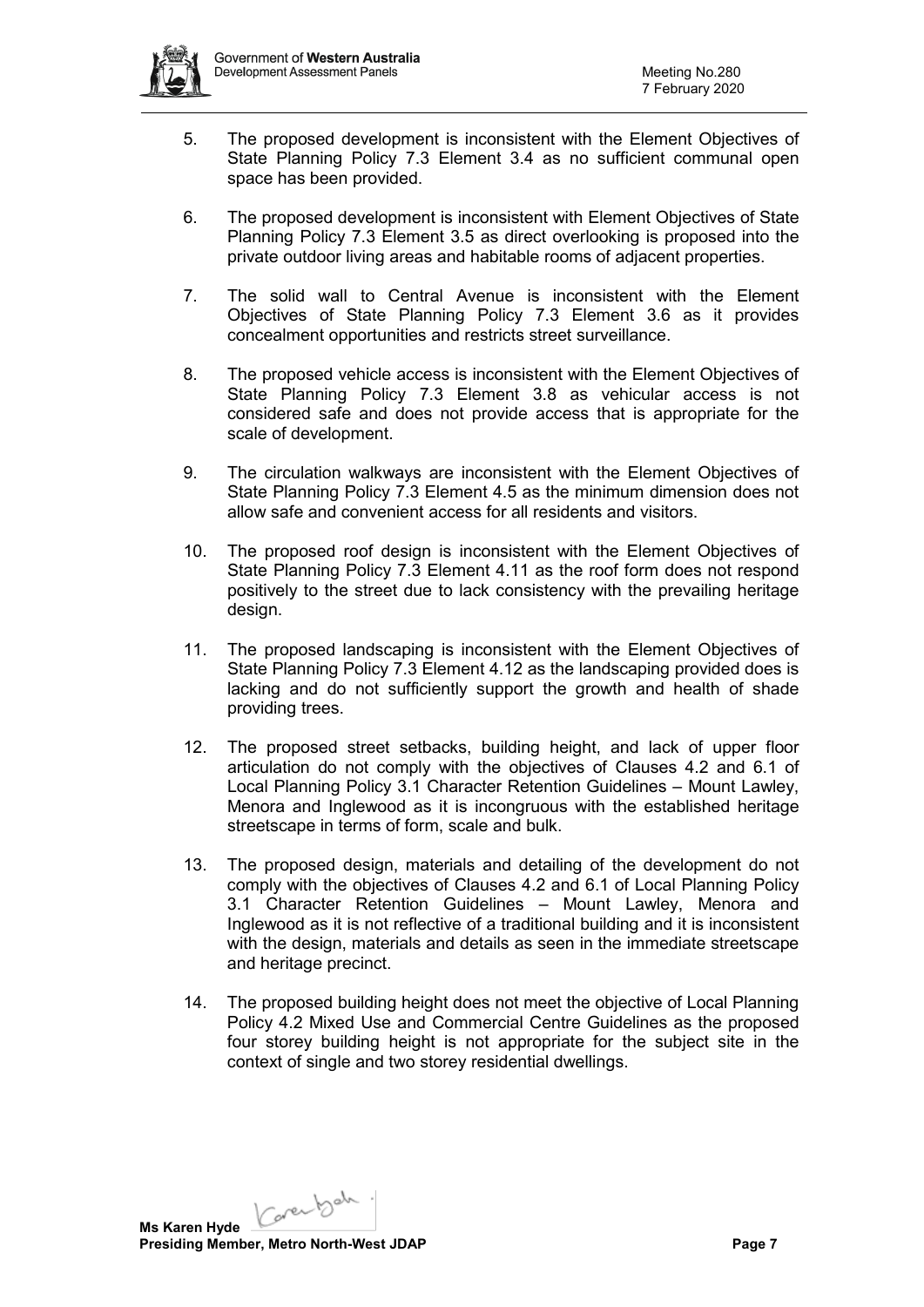5. The proposed development is inconsistent with the Element Objectives of State Planning Policy 7.3 Element 3.4 as no sufficient communal open space has been provided.

6. The proposed development is inconsistent with Element Objectives of State Planning Policy 7.3 Element 3.5 as direct overlooking is proposed into the private outdoor living areas and habitable rooms of adjacent properties.

7. The solid wall to Central Avenue is inconsistent with the Element Objectives of State Planning Policy 7.3 Element 3.6 as it provides concealment opportunities and restricts street surveillance.

8. The proposed vehicle access is inconsistent with the Element Objectives of State Planning Policy 7.3 Element 3.8 as vehicular access is not considered safe and does not provide access that is appropriate for the scale of development.

9. The circulation walkways are inconsistent with the Element Objectives of State Planning Policy 7.3 Element 4.5 as the minimum dimension does not allow safe and convenient access for all residents and visitors.

10. The proposed roof design is inconsistent with the Element Objectives of State Planning Policy 7.3 Element 4.11 as the roof form does not respond positively to the street due to lack consistency with the prevailing heritage design.

11. The proposed landscaping is inconsistent with the Element Objectives of State Planning Policy 7.3 Element 4.12 as the landscaping provided does is lacking and do not sufficiently support the growth and health of shade providing trees.

12. The proposed street setbacks, building height, and lack of upper floor articulation do not comply with the objectives of Clauses 4.2 and 6.1 of Local Planning Policy 3.1 Character Retention Guidelines – Mount Lawley, Menora and Inglewood as it is incongruous with the established heritage streetscape in terms of form, scale and bulk.

13. The proposed design, materials and detailing of the development do not comply with the objectives of Clauses 4.2 and 6.1 of Local Planning Policy 3.1 Character Retention Guidelines – Mount Lawley, Menora and Inglewood as it is not reflective of a traditional building and it is inconsistent with the design, materials and details as seen in the immediate streetscape and heritage precinct.

14. The proposed building height does not meet the objective of Local Planning Policy 4.2 Mixed Use and Commercial Centre Guidelines as the proposed four storey building height is not appropriate for the subject site in the context of single and two storey residential dwellings.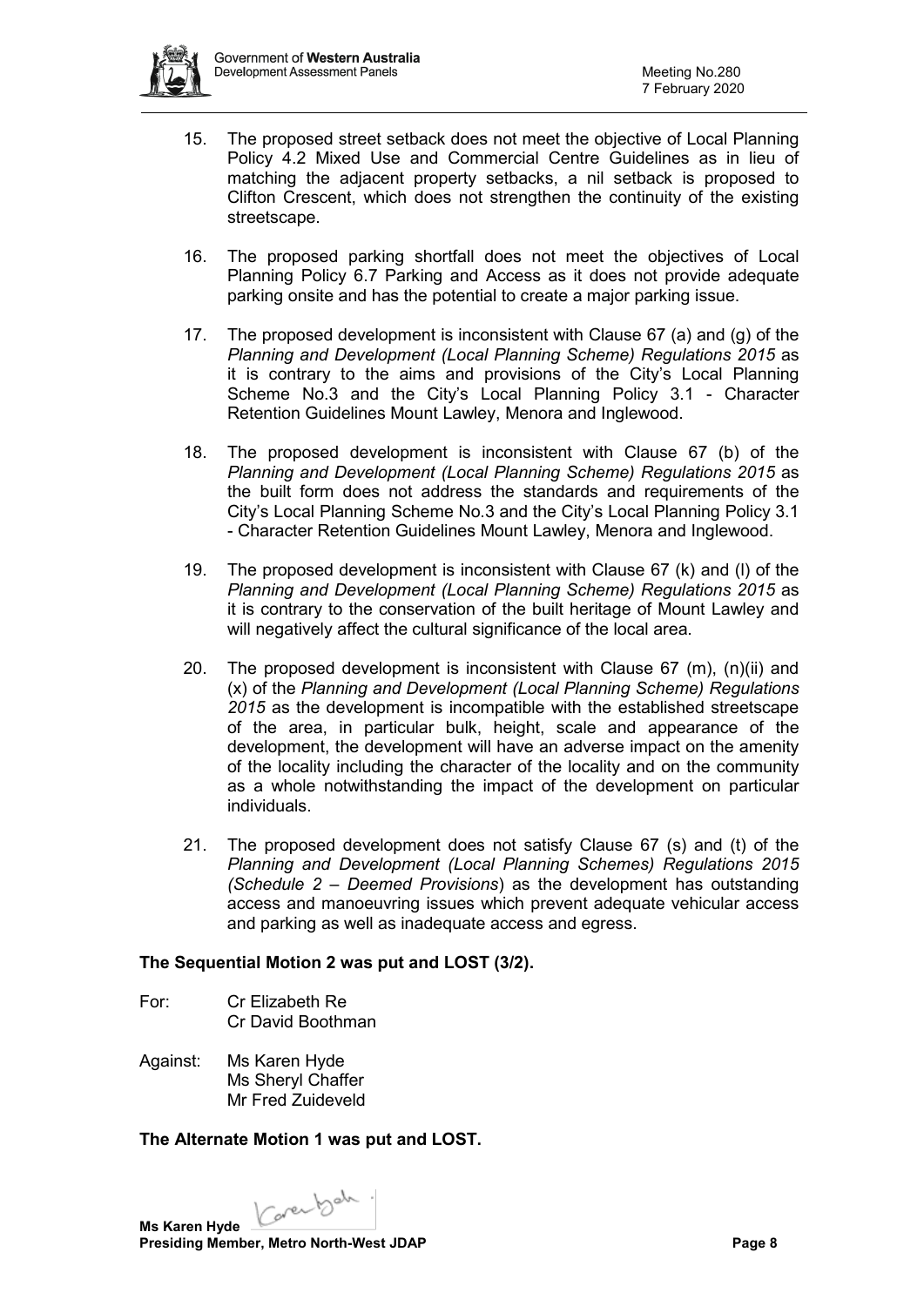15. The proposed street setback does not meet the objective of Local Planning Policy 4.2 Mixed Use and Commercial Centre Guidelines as in lieu of matching the adjacent property setbacks, a nil setback is proposed to Clifton Crescent, which does not strengthen the continuity of the existing streetscape.

16. The proposed parking shortfall does not meet the objectives of Local Planning Policy 6.7 Parking and Access as it does not provide adequate parking onsite and has the potential to create a major parking issue.

17. The proposed development is inconsistent with Clause 67 (a) and (g) of the *Planning and Development (Local Planning Scheme) Regulations 2015* as it is contrary to the aims and provisions of the City's Local Planning Scheme No.3 and the City's Local Planning Policy 3.1 - Character Retention Guidelines Mount Lawley, Menora and Inglewood.

18. The proposed development is inconsistent with Clause 67 (b) of the *Planning and Development (Local Planning Scheme) Regulations 2015* as the built form does not address the standards and requirements of the City's Local Planning Scheme No.3 and the City's Local Planning Policy 3.1 - Character Retention Guidelines Mount Lawley, Menora and Inglewood.

19. The proposed development is inconsistent with Clause 67 (k) and (l) of the *Planning and Development (Local Planning Scheme) Regulations 2015* as it is contrary to the conservation of the built heritage of Mount Lawley and will negatively affect the cultural significance of the local area.

20. The proposed development is inconsistent with Clause 67 (m), (n)(ii) and (x) of the *Planning and Development (Local Planning Scheme) Regulations 2015* as the development is incompatible with the established streetscape of the area, in particular bulk, height, scale and appearance of the development, the development will have an adverse impact on the amenity of the locality including the character of the locality and on the community as a whole notwithstanding the impact of the development on particular individuals.

21. The proposed development does not satisfy Clause 67 (s) and (t) of the *Planning and Development (Local Planning Schemes) Regulations 2015 (Schedule 2 – Deemed Provisions*) as the development has outstanding access and manoeuvring issues which prevent adequate vehicular access and parking as well as inadequate access and egress.

**The Sequential Motion 2 was put and LOST (3/2).**

For: Cr Elizabeth Re
Cr David Boothman

Against: Ms Karen Hyde
Ms Sheryl Chaffer
Mr Fred Zuideveld

**The Alternate Motion 1 was put and LOST.**

**Ms Karen Hyde**
**Presiding Member, Metro North-West JDAP**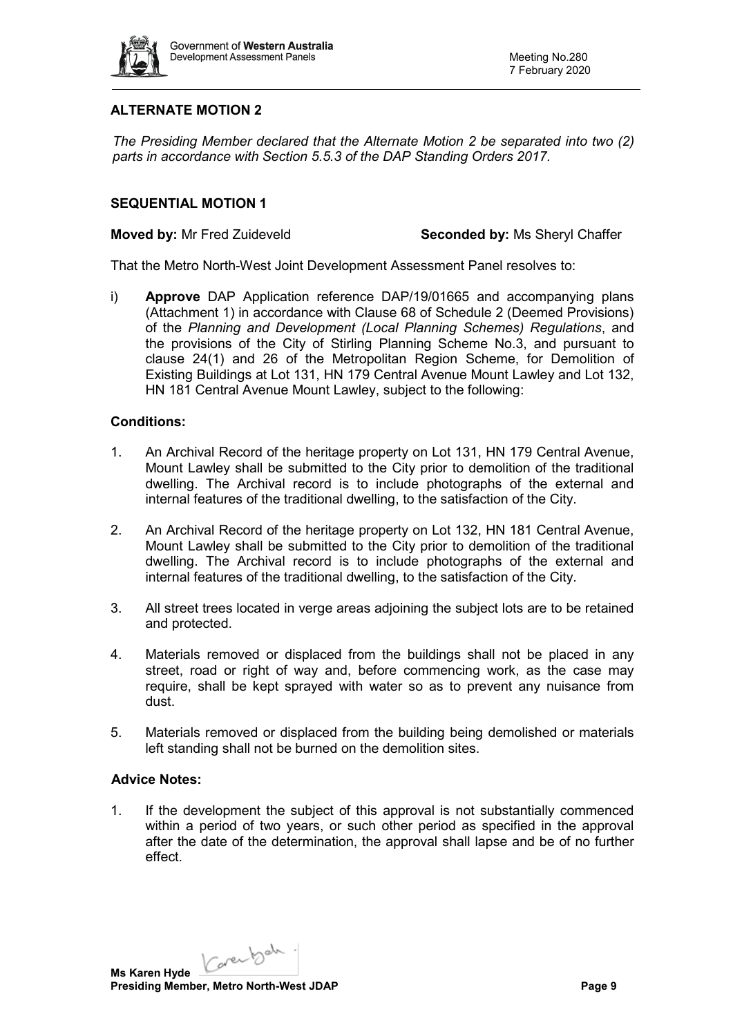## ALTERNATE MOTION 2

*The Presiding Member declared that the Alternate Motion 2 be separated into two (2) parts in accordance with Section 5.5.3 of the DAP Standing Orders 2017.*

### SEQUENTIAL MOTION 1

**Moved by:** Mr Fred Zuideveld **Seconded by:** Ms Sheryl Chaffer

That the Metro North-West Joint Development Assessment Panel resolves to:

i) **Approve** DAP Application reference DAP/19/01665 and accompanying plans (Attachment 1) in accordance with Clause 68 of Schedule 2 (Deemed Provisions) of the *Planning and Development (Local Planning Schemes) Regulations*, and the provisions of the City of Stirling Planning Scheme No.3, and pursuant to clause 24(1) and 26 of the Metropolitan Region Scheme, for Demolition of Existing Buildings at Lot 131, HN 179 Central Avenue Mount Lawley and Lot 132, HN 181 Central Avenue Mount Lawley, subject to the following:

**Conditions:**

1. An Archival Record of the heritage property on Lot 131, HN 179 Central Avenue, Mount Lawley shall be submitted to the City prior to demolition of the traditional dwelling. The Archival record is to include photographs of the external and internal features of the traditional dwelling, to the satisfaction of the City.
2. An Archival Record of the heritage property on Lot 132, HN 181 Central Avenue, Mount Lawley shall be submitted to the City prior to demolition of the traditional dwelling. The Archival record is to include photographs of the external and internal features of the traditional dwelling, to the satisfaction of the City.
3. All street trees located in verge areas adjoining the subject lots are to be retained and protected.
4. Materials removed or displaced from the buildings shall not be placed in any street, road or right of way and, before commencing work, as the case may require, shall be kept sprayed with water so as to prevent any nuisance from dust.
5. Materials removed or displaced from the building being demolished or materials left standing shall not be burned on the demolition sites.

**Advice Notes:**

1. If the development the subject of this approval is not substantially commenced within a period of two years, or such other period as specified in the approval after the date of the determination, the approval shall lapse and be of no further effect.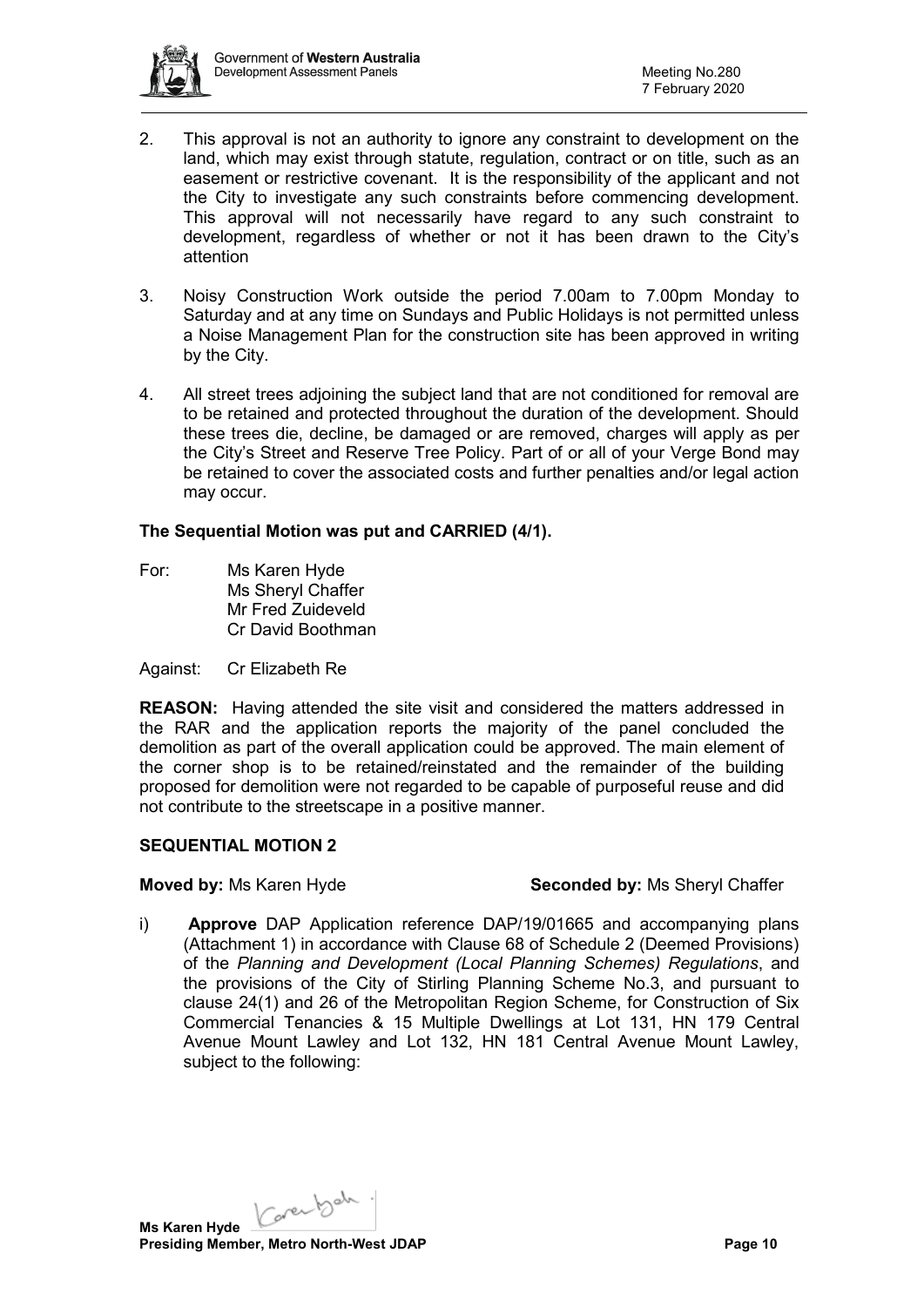2. This approval is not an authority to ignore any constraint to development on the land, which may exist through statute, regulation, contract or on title, such as an easement or restrictive covenant. It is the responsibility of the applicant and not the City to investigate any such constraints before commencing development. This approval will not necessarily have regard to any such constraint to development, regardless of whether or not it has been drawn to the City's attention

3. Noisy Construction Work outside the period 7.00am to 7.00pm Monday to Saturday and at any time on Sundays and Public Holidays is not permitted unless a Noise Management Plan for the construction site has been approved in writing by the City.

4. All street trees adjoining the subject land that are not conditioned for removal are to be retained and protected throughout the duration of the development. Should these trees die, decline, be damaged or are removed, charges will apply as per the City's Street and Reserve Tree Policy. Part of or all of your Verge Bond may be retained to cover the associated costs and further penalties and/or legal action may occur.

**The Sequential Motion was put and CARRIED (4/1).**

For: Ms Karen Hyde
Ms Sheryl Chaffer
Mr Fred Zuideveld
Cr David Boothman

Against: Cr Elizabeth Re

**REASON:** Having attended the site visit and considered the matters addressed in the RAR and the application reports the majority of the panel concluded the demolition as part of the overall application could be approved. The main element of the corner shop is to be retained/reinstated and the remainder of the building proposed for demolition were not regarded to be capable of purposeful reuse and did not contribute to the streetscape in a positive manner.

**SEQUENTIAL MOTION 2**

**Moved by:** Ms Karen Hyde **Seconded by:** Ms Sheryl Chaffer

i) **Approve** DAP Application reference DAP/19/01665 and accompanying plans (Attachment 1) in accordance with Clause 68 of Schedule 2 (Deemed Provisions) of the *Planning and Development (Local Planning Schemes) Regulations*, and the provisions of the City of Stirling Planning Scheme No.3, and pursuant to clause 24(1) and 26 of the Metropolitan Region Scheme, for Construction of Six Commercial Tenancies & 15 Multiple Dwellings at Lot 131, HN 179 Central Avenue Mount Lawley and Lot 132, HN 181 Central Avenue Mount Lawley, subject to the following: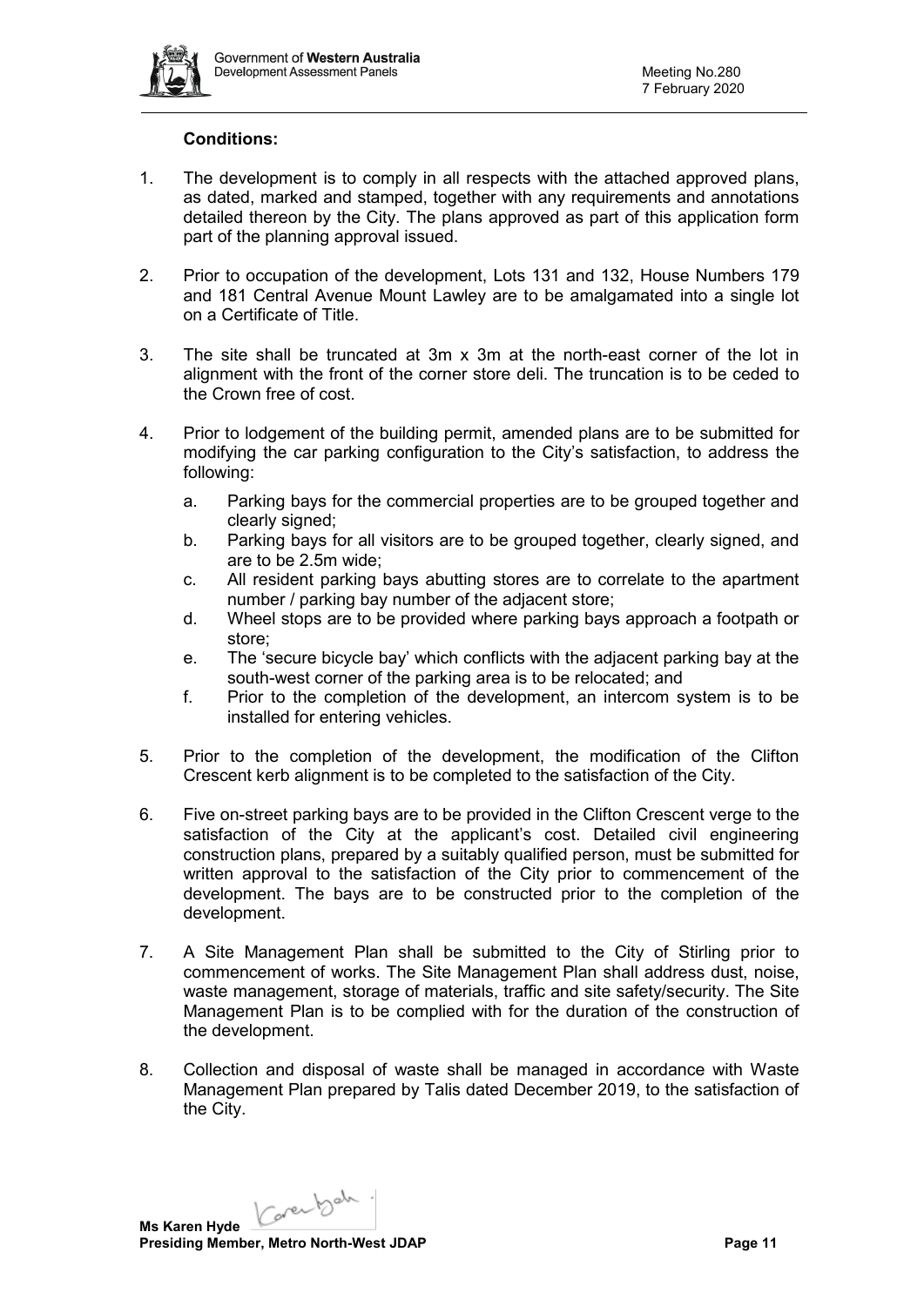**Conditions:**

1. The development is to comply in all respects with the attached approved plans, as dated, marked and stamped, together with any requirements and annotations detailed thereon by the City. The plans approved as part of this application form part of the planning approval issued.

2. Prior to occupation of the development, Lots 131 and 132, House Numbers 179 and 181 Central Avenue Mount Lawley are to be amalgamated into a single lot on a Certificate of Title.

3. The site shall be truncated at 3m x 3m at the north-east corner of the lot in alignment with the front of the corner store deli. The truncation is to be ceded to the Crown free of cost.

4. Prior to lodgement of the building permit, amended plans are to be submitted for modifying the car parking configuration to the City's satisfaction, to address the following:
   a. Parking bays for the commercial properties are to be grouped together and clearly signed;
   b. Parking bays for all visitors are to be grouped together, clearly signed, and are to be 2.5m wide;
   c. All resident parking bays abutting stores are to correlate to the apartment number / parking bay number of the adjacent store;
   d. Wheel stops are to be provided where parking bays approach a footpath or store;
   e. The 'secure bicycle bay' which conflicts with the adjacent parking bay at the south-west corner of the parking area is to be relocated; and
   f. Prior to the completion of the development, an intercom system is to be installed for entering vehicles.

5. Prior to the completion of the development, the modification of the Clifton Crescent kerb alignment is to be completed to the satisfaction of the City.

6. Five on-street parking bays are to be provided in the Clifton Crescent verge to the satisfaction of the City at the applicant's cost. Detailed civil engineering construction plans, prepared by a suitably qualified person, must be submitted for written approval to the satisfaction of the City prior to commencement of the development. The bays are to be constructed prior to the completion of the development.

7. A Site Management Plan shall be submitted to the City of Stirling prior to commencement of works. The Site Management Plan shall address dust, noise, waste management, storage of materials, traffic and site safety/security. The Site Management Plan is to be complied with for the duration of the construction of the development.

8. Collection and disposal of waste shall be managed in accordance with Waste Management Plan prepared by Talis dated December 2019, to the satisfaction of the City.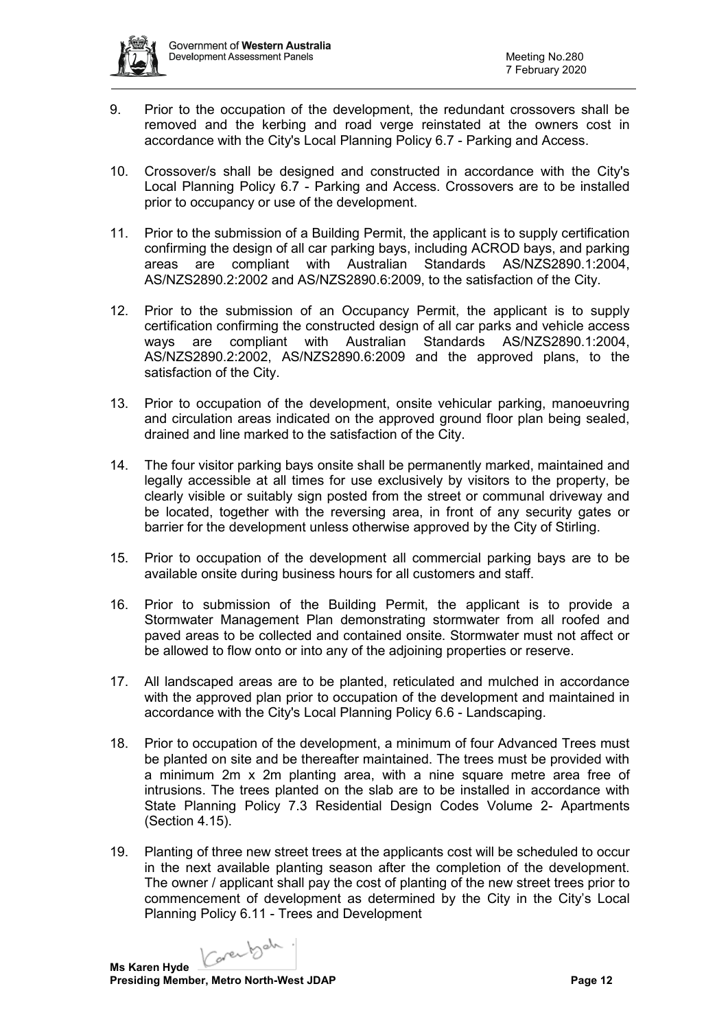9. Prior to the occupation of the development, the redundant crossovers shall be removed and the kerbing and road verge reinstated at the owners cost in accordance with the City's Local Planning Policy 6.7 - Parking and Access.

10. Crossover/s shall be designed and constructed in accordance with the City's Local Planning Policy 6.7 - Parking and Access. Crossovers are to be installed prior to occupancy or use of the development.

11. Prior to the submission of a Building Permit, the applicant is to supply certification confirming the design of all car parking bays, including ACROD bays, and parking areas are compliant with Australian Standards AS/NZS2890.1:2004, AS/NZS2890.2:2002 and AS/NZS2890.6:2009, to the satisfaction of the City.

12. Prior to the submission of an Occupancy Permit, the applicant is to supply certification confirming the constructed design of all car parks and vehicle access ways are compliant with Australian Standards AS/NZS2890.1:2004, AS/NZS2890.2:2002, AS/NZS2890.6:2009 and the approved plans, to the satisfaction of the City.

13. Prior to occupation of the development, onsite vehicular parking, manoeuvring and circulation areas indicated on the approved ground floor plan being sealed, drained and line marked to the satisfaction of the City.

14. The four visitor parking bays onsite shall be permanently marked, maintained and legally accessible at all times for use exclusively by visitors to the property, be clearly visible or suitably sign posted from the street or communal driveway and be located, together with the reversing area, in front of any security gates or barrier for the development unless otherwise approved by the City of Stirling.

15. Prior to occupation of the development all commercial parking bays are to be available onsite during business hours for all customers and staff.

16. Prior to submission of the Building Permit, the applicant is to provide a Stormwater Management Plan demonstrating stormwater from all roofed and paved areas to be collected and contained onsite. Stormwater must not affect or be allowed to flow onto or into any of the adjoining properties or reserve.

17. All landscaped areas are to be planted, reticulated and mulched in accordance with the approved plan prior to occupation of the development and maintained in accordance with the City's Local Planning Policy 6.6 - Landscaping.

18. Prior to occupation of the development, a minimum of four Advanced Trees must be planted on site and be thereafter maintained. The trees must be provided with a minimum 2m x 2m planting area, with a nine square metre area free of intrusions. The trees planted on the slab are to be installed in accordance with State Planning Policy 7.3 Residential Design Codes Volume 2- Apartments (Section 4.15).

19. Planting of three new street trees at the applicants cost will be scheduled to occur in the next available planting season after the completion of the development. The owner / applicant shall pay the cost of planting of the new street trees prior to commencement of development as determined by the City in the City's Local Planning Policy 6.11 - Trees and Development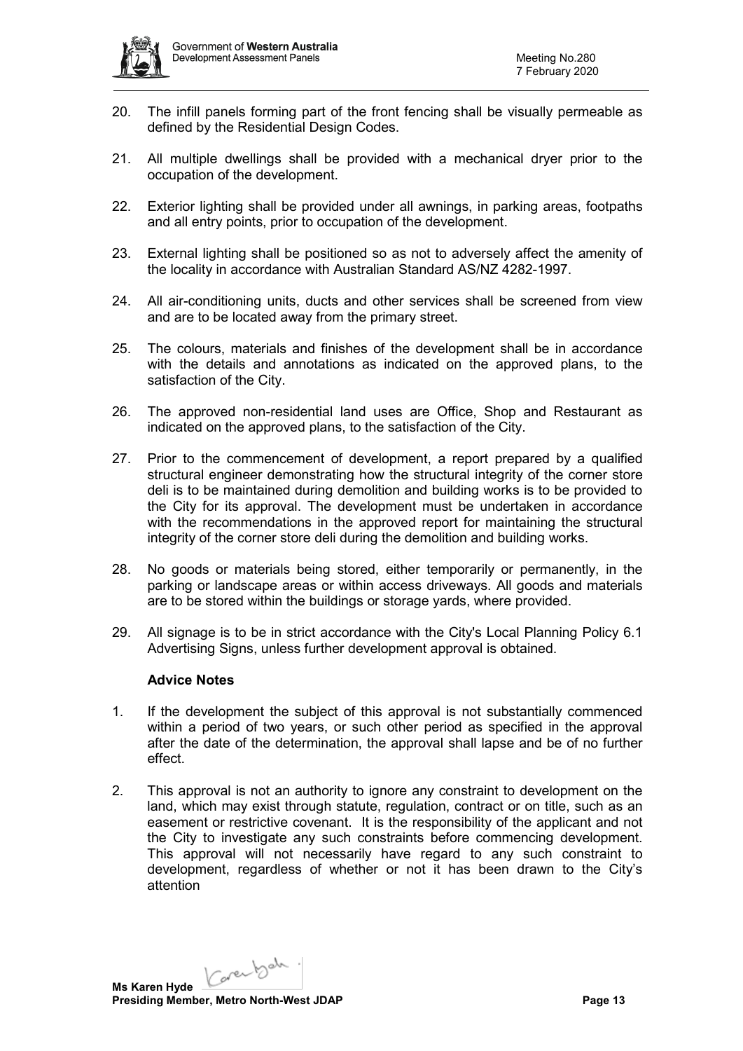20. The infill panels forming part of the front fencing shall be visually permeable as defined by the Residential Design Codes.

21. All multiple dwellings shall be provided with a mechanical dryer prior to the occupation of the development.

22. Exterior lighting shall be provided under all awnings, in parking areas, footpaths and all entry points, prior to occupation of the development.

23. External lighting shall be positioned so as not to adversely affect the amenity of the locality in accordance with Australian Standard AS/NZ 4282-1997.

24. All air-conditioning units, ducts and other services shall be screened from view and are to be located away from the primary street.

25. The colours, materials and finishes of the development shall be in accordance with the details and annotations as indicated on the approved plans, to the satisfaction of the City.

26. The approved non-residential land uses are Office, Shop and Restaurant as indicated on the approved plans, to the satisfaction of the City.

27. Prior to the commencement of development, a report prepared by a qualified structural engineer demonstrating how the structural integrity of the corner store deli is to be maintained during demolition and building works is to be provided to the City for its approval. The development must be undertaken in accordance with the recommendations in the approved report for maintaining the structural integrity of the corner store deli during the demolition and building works.

28. No goods or materials being stored, either temporarily or permanently, in the parking or landscape areas or within access driveways. All goods and materials are to be stored within the buildings or storage yards, where provided.

29. All signage is to be in strict accordance with the City's Local Planning Policy 6.1 Advertising Signs, unless further development approval is obtained.

**Advice Notes**

1. If the development the subject of this approval is not substantially commenced within a period of two years, or such other period as specified in the approval after the date of the determination, the approval shall lapse and be of no further effect.

2. This approval is not an authority to ignore any constraint to development on the land, which may exist through statute, regulation, contract or on title, such as an easement or restrictive covenant. It is the responsibility of the applicant and not the City to investigate any such constraints before commencing development. This approval will not necessarily have regard to any such constraint to development, regardless of whether or not it has been drawn to the City's attention

**Ms Karen Hyde**
**Presiding Member, Metro North-West JDAP**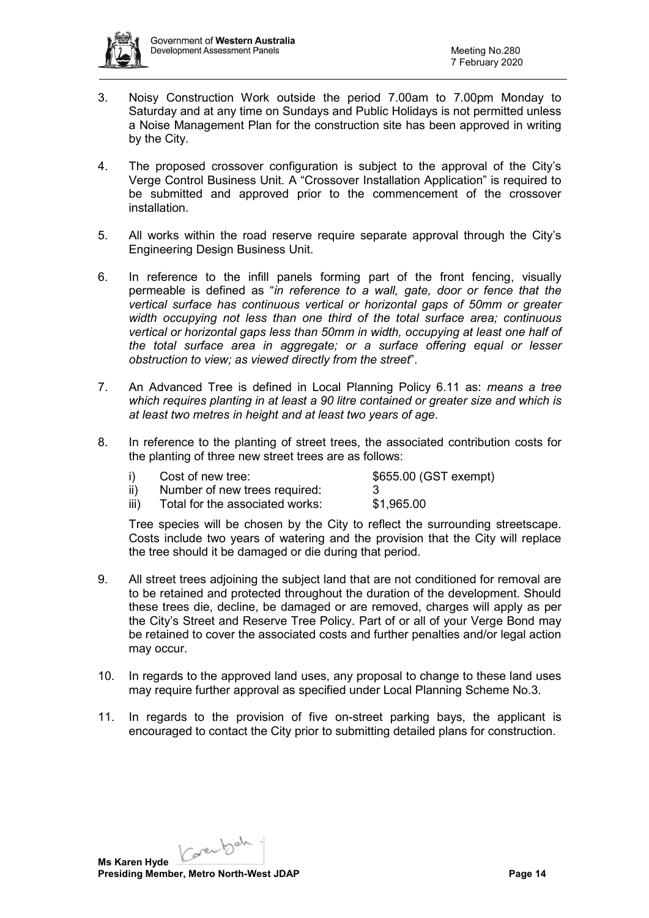3. Noisy Construction Work outside the period 7.00am to 7.00pm Monday to Saturday and at any time on Sundays and Public Holidays is not permitted unless a Noise Management Plan for the construction site has been approved in writing by the City.

4. The proposed crossover configuration is subject to the approval of the City's Verge Control Business Unit. A "Crossover Installation Application" is required to be submitted and approved prior to the commencement of the crossover installation.

5. All works within the road reserve require separate approval through the City's Engineering Design Business Unit.

6. In reference to the infill panels forming part of the front fencing, visually permeable is defined as "*in reference to a wall, gate, door or fence that the vertical surface has continuous vertical or horizontal gaps of 50mm or greater width occupying not less than one third of the total surface area; continuous vertical or horizontal gaps less than 50mm in width, occupying at least one half of the total surface area in aggregate; or a surface offering equal or lesser obstruction to view; as viewed directly from the street*".

7. An Advanced Tree is defined in Local Planning Policy 6.11 as: *means a tree which requires planting in at least a 90 litre contained or greater size and which is at least two metres in height and at least two years of age*.

8. In reference to the planting of street trees, the associated contribution costs for the planting of three new street trees are as follows:

   i) Cost of new tree: $655.00 (GST exempt)
   ii) Number of new trees required: 3
   iii) Total for the associated works: $1,965.00

   Tree species will be chosen by the City to reflect the surrounding streetscape. Costs include two years of watering and the provision that the City will replace the tree should it be damaged or die during that period.

9. All street trees adjoining the subject land that are not conditioned for removal are to be retained and protected throughout the duration of the development. Should these trees die, decline, be damaged or are removed, charges will apply as per the City's Street and Reserve Tree Policy. Part of or all of your Verge Bond may be retained to cover the associated costs and further penalties and/or legal action may occur.

10. In regards to the approved land uses, any proposal to change to these land uses may require further approval as specified under Local Planning Scheme No.3.

11. In regards to the provision of five on-street parking bays, the applicant is encouraged to contact the City prior to submitting detailed plans for construction.

**Ms Karen Hyde**
**Presiding Member, Metro North-West JDAP**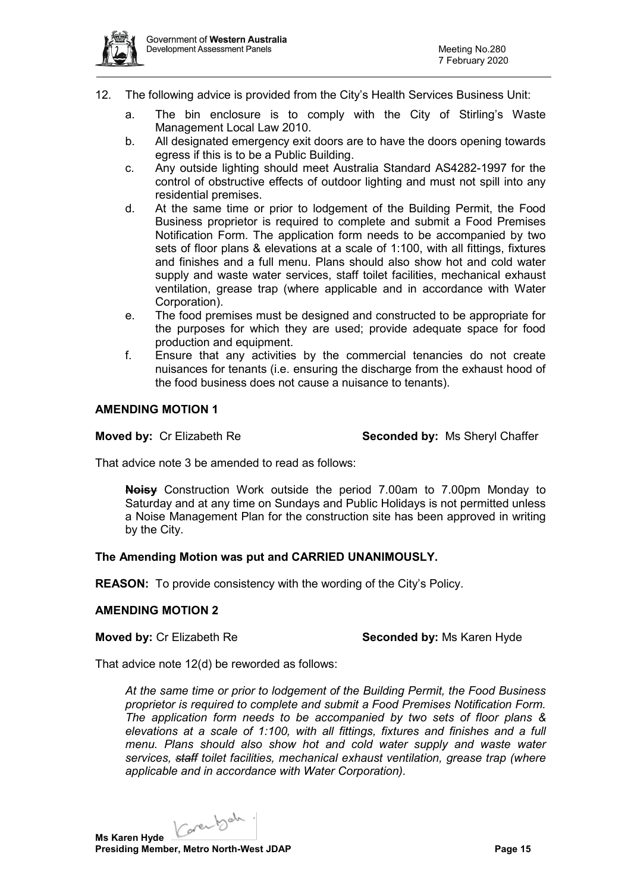12. The following advice is provided from the City's Health Services Business Unit:

    a. The bin enclosure is to comply with the City of Stirling's Waste Management Local Law 2010.
    b. All designated emergency exit doors are to have the doors opening towards egress if this is to be a Public Building.
    c. Any outside lighting should meet Australia Standard AS4282-1997 for the control of obstructive effects of outdoor lighting and must not spill into any residential premises.
    d. At the same time or prior to lodgement of the Building Permit, the Food Business proprietor is required to complete and submit a Food Premises Notification Form. The application form needs to be accompanied by two sets of floor plans & elevations at a scale of 1:100, with all fittings, fixtures and finishes and a full menu. Plans should also show hot and cold water supply and waste water services, staff toilet facilities, mechanical exhaust ventilation, grease trap (where applicable and in accordance with Water Corporation).
    e. The food premises must be designed and constructed to be appropriate for the purposes for which they are used; provide adequate space for food production and equipment.
    f. Ensure that any activities by the commercial tenancies do not create nuisances for tenants (i.e. ensuring the discharge from the exhaust hood of the food business does not cause a nuisance to tenants).

**AMENDING MOTION 1**

**Moved by:** Cr Elizabeth Re **Seconded by:** Ms Sheryl Chaffer

That advice note 3 be amended to read as follows:

> ~~**Noisy**~~ Construction Work outside the period 7.00am to 7.00pm Monday to Saturday and at any time on Sundays and Public Holidays is not permitted unless a Noise Management Plan for the construction site has been approved in writing by the City.

**The Amending Motion was put and CARRIED UNANIMOUSLY.**

**REASON:** To provide consistency with the wording of the City's Policy.

**AMENDING MOTION 2**

**Moved by:** Cr Elizabeth Re **Seconded by:** Ms Karen Hyde

That advice note 12(d) be reworded as follows:

> *At the same time or prior to lodgement of the Building Permit, the Food Business proprietor is required to complete and submit a Food Premises Notification Form. The application form needs to be accompanied by two sets of floor plans & elevations at a scale of 1:100, with all fittings, fixtures and finishes and a full menu. Plans should also show hot and cold water supply and waste water services, ~~staff~~ toilet facilities, mechanical exhaust ventilation, grease trap (where applicable and in accordance with Water Corporation).*

**Ms Karen Hyde**
**Presiding Member, Metro North-West JDAP**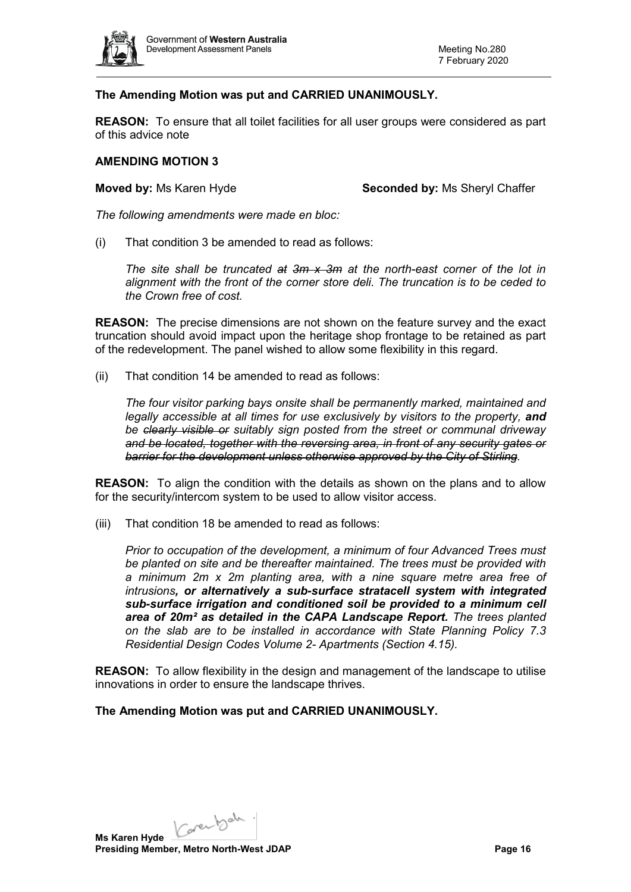**The Amending Motion was put and CARRIED UNANIMOUSLY.**

**REASON:** To ensure that all toilet facilities for all user groups were considered as part of this advice note

**AMENDING MOTION 3**

**Moved by:** Ms Karen Hyde **Seconded by:** Ms Sheryl Chaffer

*The following amendments were made en bloc:*

(i) That condition 3 be amended to read as follows:

*The site shall be truncated ~~at 3m x 3m~~ at the north-east corner of the lot in alignment with the front of the corner store deli. The truncation is to be ceded to the Crown free of cost.*

**REASON:** The precise dimensions are not shown on the feature survey and the exact truncation should avoid impact upon the heritage shop frontage to be retained as part of the redevelopment. The panel wished to allow some flexibility in this regard.

(ii) That condition 14 be amended to read as follows:

*The four visitor parking bays onsite shall be permanently marked, maintained and legally accessible at all times for use exclusively by visitors to the property,* ***and*** *be ~~clearly visible or~~ suitably sign posted from the street or communal driveway ~~and be located, together with the reversing area, in front of any security gates or barrier for the development unless otherwise approved by the City of Stirling~~.*

**REASON:** To align the condition with the details as shown on the plans and to allow for the security/intercom system to be used to allow visitor access.

(iii) That condition 18 be amended to read as follows:

*Prior to occupation of the development, a minimum of four Advanced Trees must be planted on site and be thereafter maintained. The trees must be provided with a minimum 2m x 2m planting area, with a nine square metre area free of intrusions****, or alternatively a sub-surface stratacell system with integrated sub-surface irrigation and conditioned soil be provided to a minimum cell area of 20m² as detailed in the CAPA Landscape Report.*** *The trees planted on the slab are to be installed in accordance with State Planning Policy 7.3 Residential Design Codes Volume 2- Apartments (Section 4.15).*

**REASON:** To allow flexibility in the design and management of the landscape to utilise innovations in order to ensure the landscape thrives.

**The Amending Motion was put and CARRIED UNANIMOUSLY.**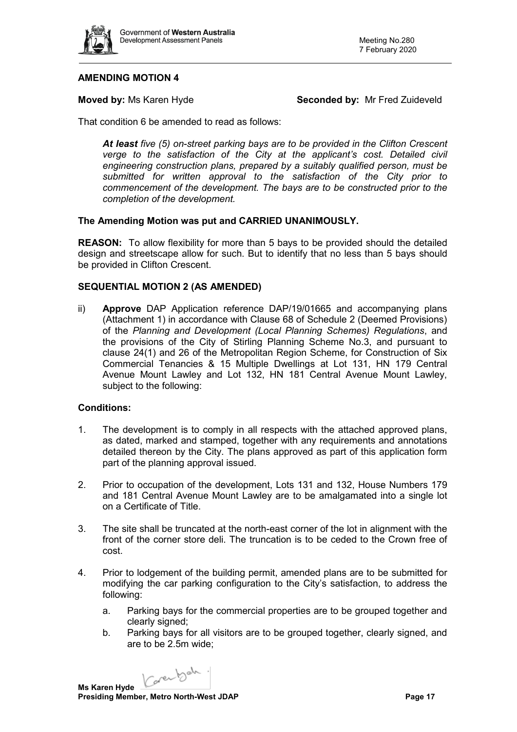**AMENDING MOTION 4**

**Moved by:** Ms Karen Hyde **Seconded by:** Mr Fred Zuideveld

That condition 6 be amended to read as follows:

> ***At least*** *five (5) on-street parking bays are to be provided in the Clifton Crescent verge to the satisfaction of the City at the applicant's cost. Detailed civil engineering construction plans, prepared by a suitably qualified person, must be submitted for written approval to the satisfaction of the City prior to commencement of the development. The bays are to be constructed prior to the completion of the development.*

**The Amending Motion was put and CARRIED UNANIMOUSLY.**

**REASON:** To allow flexibility for more than 5 bays to be provided should the detailed design and streetscape allow for such. But to identify that no less than 5 bays should be provided in Clifton Crescent.

**SEQUENTIAL MOTION 2 (AS AMENDED)**

ii) **Approve** DAP Application reference DAP/19/01665 and accompanying plans (Attachment 1) in accordance with Clause 68 of Schedule 2 (Deemed Provisions) of the *Planning and Development (Local Planning Schemes) Regulations*, and the provisions of the City of Stirling Planning Scheme No.3, and pursuant to clause 24(1) and 26 of the Metropolitan Region Scheme, for Construction of Six Commercial Tenancies & 15 Multiple Dwellings at Lot 131, HN 179 Central Avenue Mount Lawley and Lot 132, HN 181 Central Avenue Mount Lawley, subject to the following:

**Conditions:**

1. The development is to comply in all respects with the attached approved plans, as dated, marked and stamped, together with any requirements and annotations detailed thereon by the City. The plans approved as part of this application form part of the planning approval issued.

2. Prior to occupation of the development, Lots 131 and 132, House Numbers 179 and 181 Central Avenue Mount Lawley are to be amalgamated into a single lot on a Certificate of Title.

3. The site shall be truncated at the north-east corner of the lot in alignment with the front of the corner store deli. The truncation is to be ceded to the Crown free of cost.

4. Prior to lodgement of the building permit, amended plans are to be submitted for modifying the car parking configuration to the City's satisfaction, to address the following:
   a. Parking bays for the commercial properties are to be grouped together and clearly signed;
   b. Parking bays for all visitors are to be grouped together, clearly signed, and are to be 2.5m wide;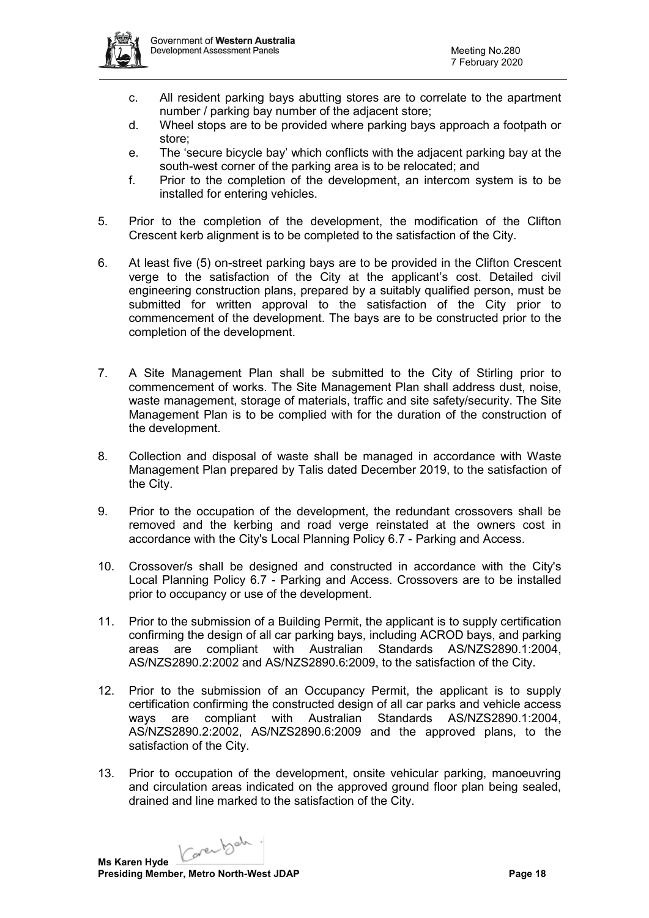c. All resident parking bays abutting stores are to correlate to the apartment number / parking bay number of the adjacent store;
d. Wheel stops are to be provided where parking bays approach a footpath or store;
e. The 'secure bicycle bay' which conflicts with the adjacent parking bay at the south-west corner of the parking area is to be relocated; and
f. Prior to the completion of the development, an intercom system is to be installed for entering vehicles.

5. Prior to the completion of the development, the modification of the Clifton Crescent kerb alignment is to be completed to the satisfaction of the City.

6. At least five (5) on-street parking bays are to be provided in the Clifton Crescent verge to the satisfaction of the City at the applicant's cost. Detailed civil engineering construction plans, prepared by a suitably qualified person, must be submitted for written approval to the satisfaction of the City prior to commencement of the development. The bays are to be constructed prior to the completion of the development.

7. A Site Management Plan shall be submitted to the City of Stirling prior to commencement of works. The Site Management Plan shall address dust, noise, waste management, storage of materials, traffic and site safety/security. The Site Management Plan is to be complied with for the duration of the construction of the development.

8. Collection and disposal of waste shall be managed in accordance with Waste Management Plan prepared by Talis dated December 2019, to the satisfaction of the City.

9. Prior to the occupation of the development, the redundant crossovers shall be removed and the kerbing and road verge reinstated at the owners cost in accordance with the City's Local Planning Policy 6.7 - Parking and Access.

10. Crossover/s shall be designed and constructed in accordance with the City's Local Planning Policy 6.7 - Parking and Access. Crossovers are to be installed prior to occupancy or use of the development.

11. Prior to the submission of a Building Permit, the applicant is to supply certification confirming the design of all car parking bays, including ACROD bays, and parking areas are compliant with Australian Standards AS/NZS2890.1:2004, AS/NZS2890.2:2002 and AS/NZS2890.6:2009, to the satisfaction of the City.

12. Prior to the submission of an Occupancy Permit, the applicant is to supply certification confirming the constructed design of all car parks and vehicle access ways are compliant with Australian Standards AS/NZS2890.1:2004, AS/NZS2890.2:2002, AS/NZS2890.6:2009 and the approved plans, to the satisfaction of the City.

13. Prior to occupation of the development, onsite vehicular parking, manoeuvring and circulation areas indicated on the approved ground floor plan being sealed, drained and line marked to the satisfaction of the City.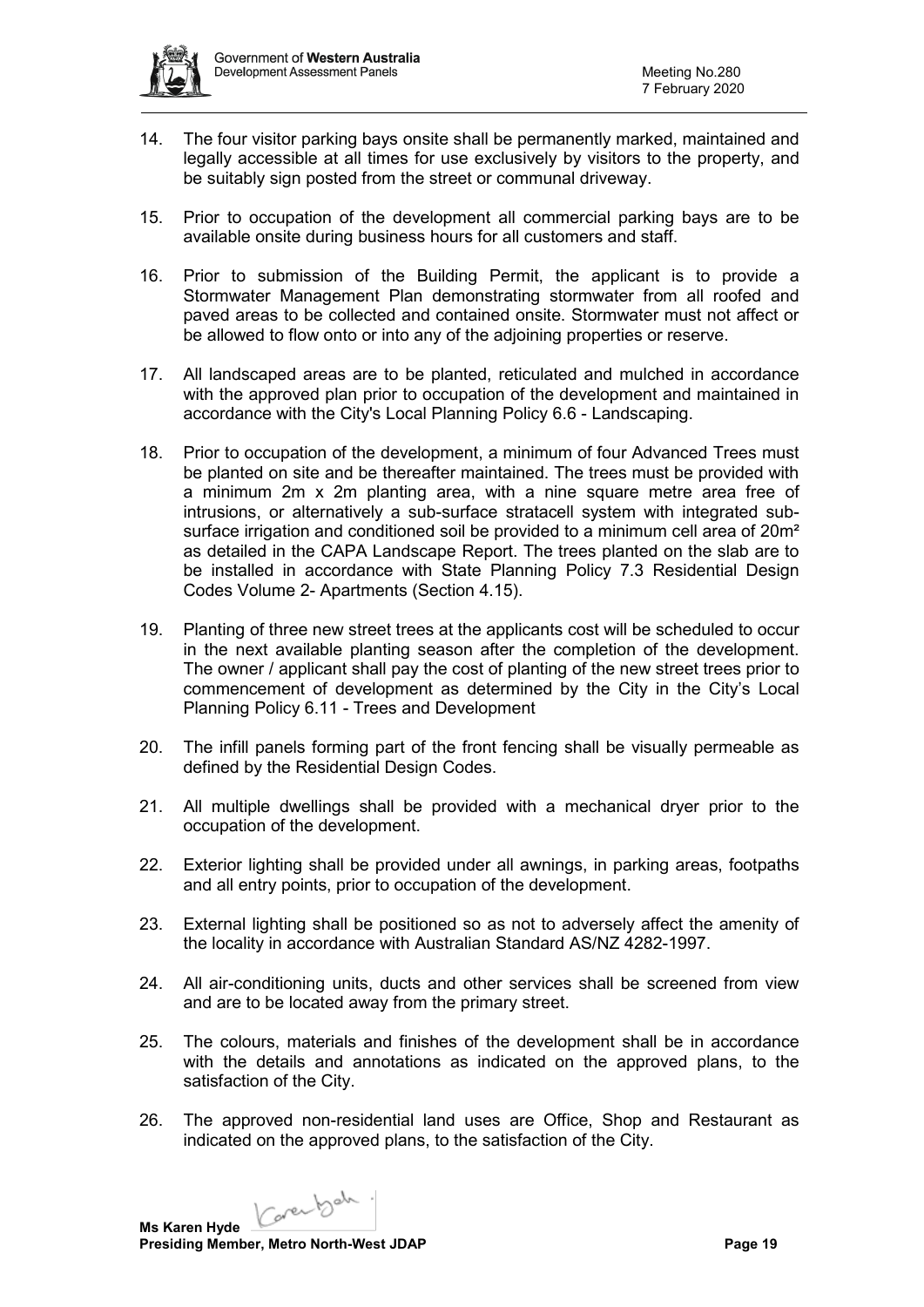14. The four visitor parking bays onsite shall be permanently marked, maintained and legally accessible at all times for use exclusively by visitors to the property, and be suitably sign posted from the street or communal driveway.

15. Prior to occupation of the development all commercial parking bays are to be available onsite during business hours for all customers and staff.

16. Prior to submission of the Building Permit, the applicant is to provide a Stormwater Management Plan demonstrating stormwater from all roofed and paved areas to be collected and contained onsite. Stormwater must not affect or be allowed to flow onto or into any of the adjoining properties or reserve.

17. All landscaped areas are to be planted, reticulated and mulched in accordance with the approved plan prior to occupation of the development and maintained in accordance with the City's Local Planning Policy 6.6 - Landscaping.

18. Prior to occupation of the development, a minimum of four Advanced Trees must be planted on site and be thereafter maintained. The trees must be provided with a minimum 2m x 2m planting area, with a nine square metre area free of intrusions, or alternatively a sub-surface stratacell system with integrated sub-surface irrigation and conditioned soil be provided to a minimum cell area of 20m² as detailed in the CAPA Landscape Report. The trees planted on the slab are to be installed in accordance with State Planning Policy 7.3 Residential Design Codes Volume 2- Apartments (Section 4.15).

19. Planting of three new street trees at the applicants cost will be scheduled to occur in the next available planting season after the completion of the development. The owner / applicant shall pay the cost of planting of the new street trees prior to commencement of development as determined by the City in the City's Local Planning Policy 6.11 - Trees and Development

20. The infill panels forming part of the front fencing shall be visually permeable as defined by the Residential Design Codes.

21. All multiple dwellings shall be provided with a mechanical dryer prior to the occupation of the development.

22. Exterior lighting shall be provided under all awnings, in parking areas, footpaths and all entry points, prior to occupation of the development.

23. External lighting shall be positioned so as not to adversely affect the amenity of the locality in accordance with Australian Standard AS/NZ 4282-1997.

24. All air-conditioning units, ducts and other services shall be screened from view and are to be located away from the primary street.

25. The colours, materials and finishes of the development shall be in accordance with the details and annotations as indicated on the approved plans, to the satisfaction of the City.

26. The approved non-residential land uses are Office, Shop and Restaurant as indicated on the approved plans, to the satisfaction of the City.

**Ms Karen Hyde**
**Presiding Member, Metro North-West JDAP**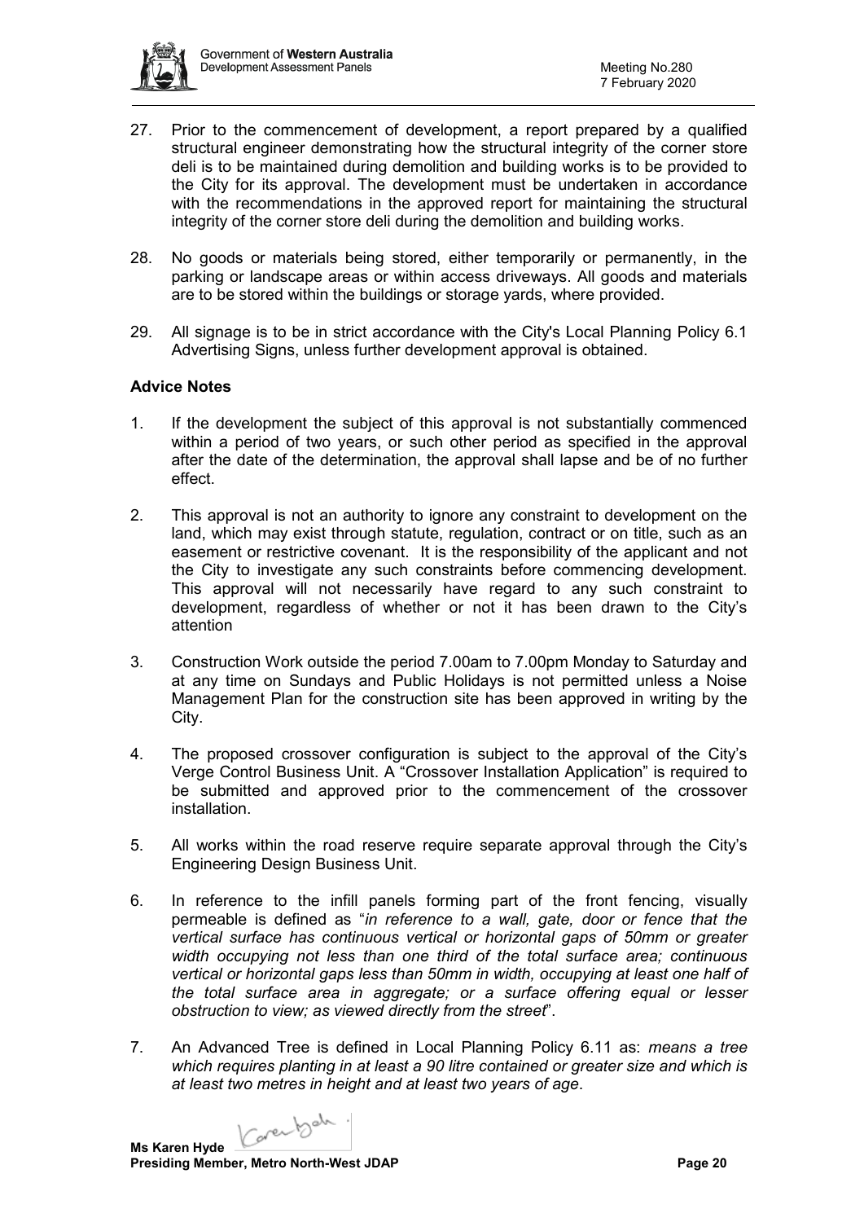27. Prior to the commencement of development, a report prepared by a qualified structural engineer demonstrating how the structural integrity of the corner store deli is to be maintained during demolition and building works is to be provided to the City for its approval. The development must be undertaken in accordance with the recommendations in the approved report for maintaining the structural integrity of the corner store deli during the demolition and building works.

28. No goods or materials being stored, either temporarily or permanently, in the parking or landscape areas or within access driveways. All goods and materials are to be stored within the buildings or storage yards, where provided.

29. All signage is to be in strict accordance with the City's Local Planning Policy 6.1 Advertising Signs, unless further development approval is obtained.

**Advice Notes**

1. If the development the subject of this approval is not substantially commenced within a period of two years, or such other period as specified in the approval after the date of the determination, the approval shall lapse and be of no further effect.

2. This approval is not an authority to ignore any constraint to development on the land, which may exist through statute, regulation, contract or on title, such as an easement or restrictive covenant. It is the responsibility of the applicant and not the City to investigate any such constraints before commencing development. This approval will not necessarily have regard to any such constraint to development, regardless of whether or not it has been drawn to the City's attention

3. Construction Work outside the period 7.00am to 7.00pm Monday to Saturday and at any time on Sundays and Public Holidays is not permitted unless a Noise Management Plan for the construction site has been approved in writing by the City.

4. The proposed crossover configuration is subject to the approval of the City's Verge Control Business Unit. A "Crossover Installation Application" is required to be submitted and approved prior to the commencement of the crossover installation.

5. All works within the road reserve require separate approval through the City's Engineering Design Business Unit.

6. In reference to the infill panels forming part of the front fencing, visually permeable is defined as "*in reference to a wall, gate, door or fence that the vertical surface has continuous vertical or horizontal gaps of 50mm or greater width occupying not less than one third of the total surface area; continuous vertical or horizontal gaps less than 50mm in width, occupying at least one half of the total surface area in aggregate; or a surface offering equal or lesser obstruction to view; as viewed directly from the street*".

7. An Advanced Tree is defined in Local Planning Policy 6.11 as: *means a tree which requires planting in at least a 90 litre contained or greater size and which is at least two metres in height and at least two years of age*.

**Ms Karen Hyde**
**Presiding Member, Metro North-West JDAP**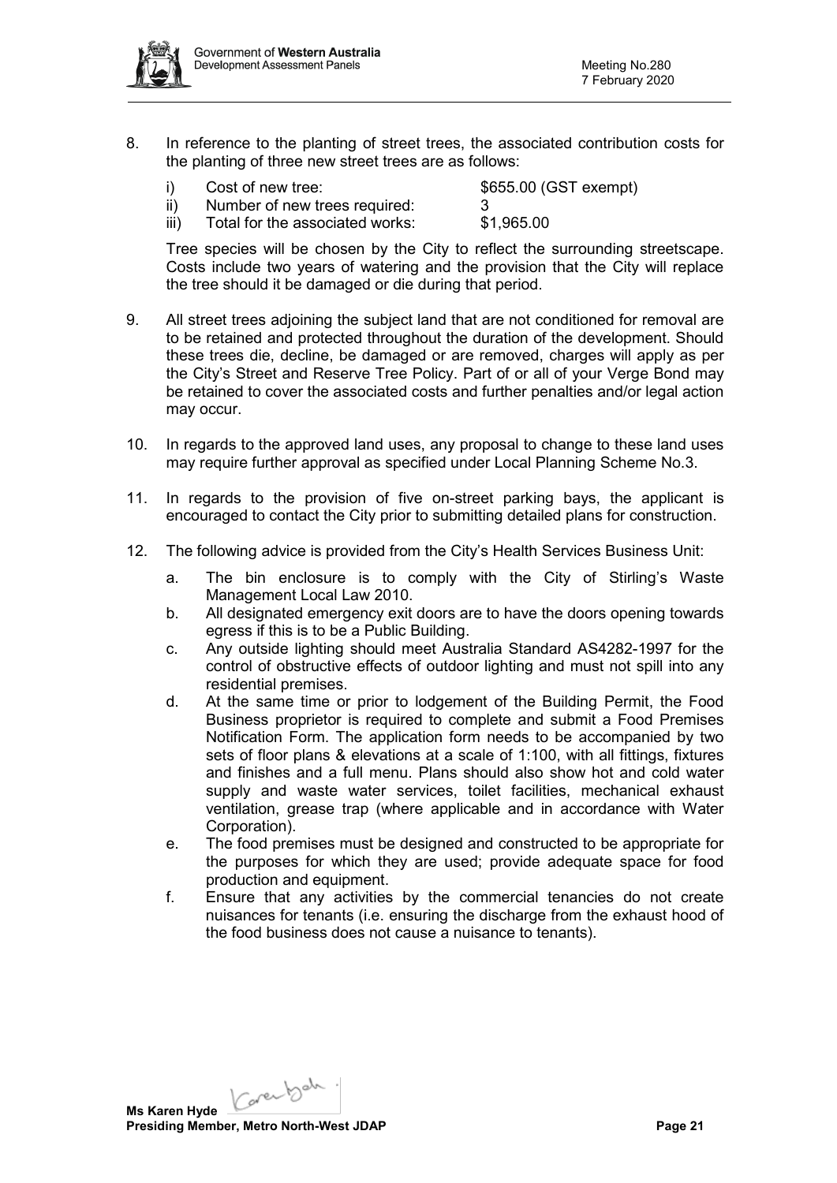8. In reference to the planting of street trees, the associated contribution costs for the planting of three new street trees are as follows:

   i) Cost of new tree: $655.00 (GST exempt)
   ii) Number of new trees required: 3
   iii) Total for the associated works: $1,965.00

   Tree species will be chosen by the City to reflect the surrounding streetscape. Costs include two years of watering and the provision that the City will replace the tree should it be damaged or die during that period.

9. All street trees adjoining the subject land that are not conditioned for removal are to be retained and protected throughout the duration of the development. Should these trees die, decline, be damaged or are removed, charges will apply as per the City's Street and Reserve Tree Policy. Part of or all of your Verge Bond may be retained to cover the associated costs and further penalties and/or legal action may occur.

10. In regards to the approved land uses, any proposal to change to these land uses may require further approval as specified under Local Planning Scheme No.3.

11. In regards to the provision of five on-street parking bays, the applicant is encouraged to contact the City prior to submitting detailed plans for construction.

12. The following advice is provided from the City's Health Services Business Unit:

    a. The bin enclosure is to comply with the City of Stirling's Waste Management Local Law 2010.
    b. All designated emergency exit doors are to have the doors opening towards egress if this is to be a Public Building.
    c. Any outside lighting should meet Australia Standard AS4282-1997 for the control of obstructive effects of outdoor lighting and must not spill into any residential premises.
    d. At the same time or prior to lodgement of the Building Permit, the Food Business proprietor is required to complete and submit a Food Premises Notification Form. The application form needs to be accompanied by two sets of floor plans & elevations at a scale of 1:100, with all fittings, fixtures and finishes and a full menu. Plans should also show hot and cold water supply and waste water services, toilet facilities, mechanical exhaust ventilation, grease trap (where applicable and in accordance with Water Corporation).
    e. The food premises must be designed and constructed to be appropriate for the purposes for which they are used; provide adequate space for food production and equipment.
    f. Ensure that any activities by the commercial tenancies do not create nuisances for tenants (i.e. ensuring the discharge from the exhaust hood of the food business does not cause a nuisance to tenants).

**Ms Karen Hyde**
**Presiding Member, Metro North-West JDAP**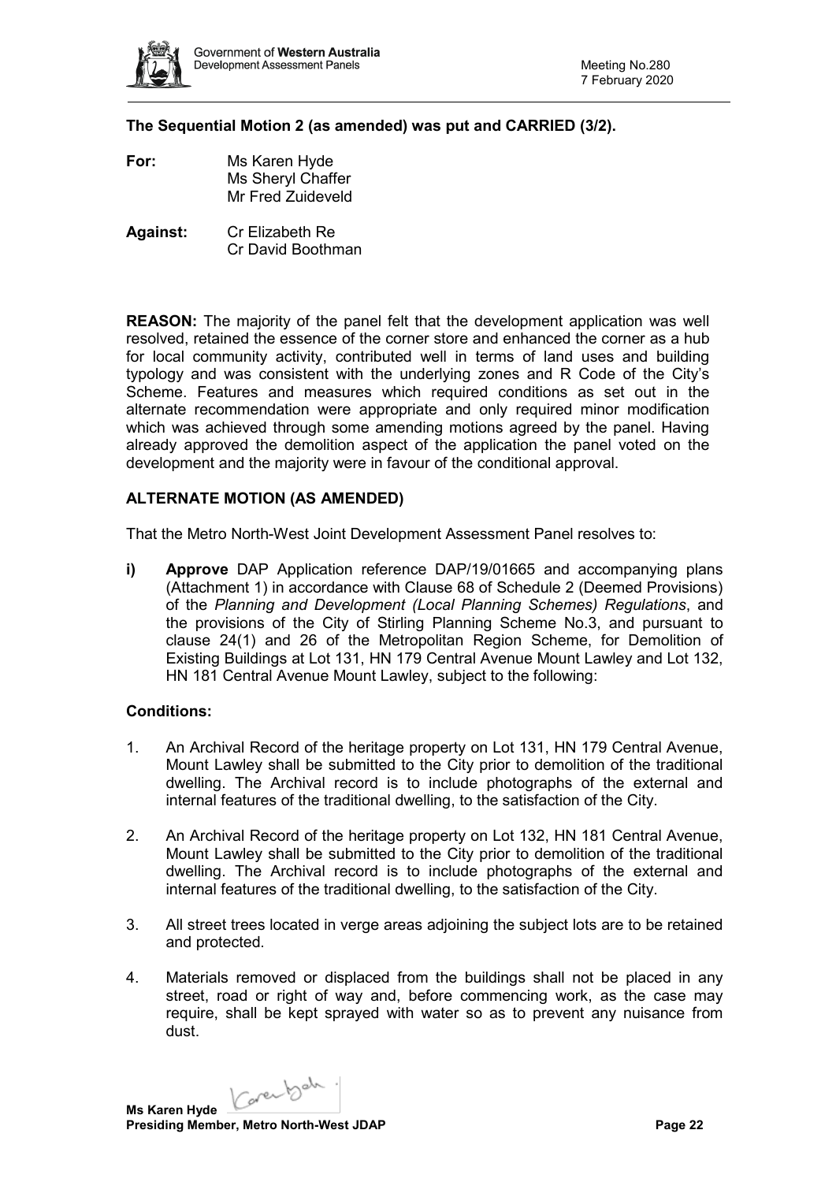**The Sequential Motion 2 (as amended) was put and CARRIED (3/2).**

**For:** Ms Karen Hyde
Ms Sheryl Chaffer
Mr Fred Zuideveld

**Against:** Cr Elizabeth Re
Cr David Boothman

**REASON:** The majority of the panel felt that the development application was well resolved, retained the essence of the corner store and enhanced the corner as a hub for local community activity, contributed well in terms of land uses and building typology and was consistent with the underlying zones and R Code of the City's Scheme. Features and measures which required conditions as set out in the alternate recommendation were appropriate and only required minor modification which was achieved through some amending motions agreed by the panel. Having already approved the demolition aspect of the application the panel voted on the development and the majority were in favour of the conditional approval.

**ALTERNATE MOTION (AS AMENDED)**

That the Metro North-West Joint Development Assessment Panel resolves to:

**i) Approve** DAP Application reference DAP/19/01665 and accompanying plans (Attachment 1) in accordance with Clause 68 of Schedule 2 (Deemed Provisions) of the *Planning and Development (Local Planning Schemes) Regulations*, and the provisions of the City of Stirling Planning Scheme No.3, and pursuant to clause 24(1) and 26 of the Metropolitan Region Scheme, for Demolition of Existing Buildings at Lot 131, HN 179 Central Avenue Mount Lawley and Lot 132, HN 181 Central Avenue Mount Lawley, subject to the following:

**Conditions:**

1. An Archival Record of the heritage property on Lot 131, HN 179 Central Avenue, Mount Lawley shall be submitted to the City prior to demolition of the traditional dwelling. The Archival record is to include photographs of the external and internal features of the traditional dwelling, to the satisfaction of the City.

2. An Archival Record of the heritage property on Lot 132, HN 181 Central Avenue, Mount Lawley shall be submitted to the City prior to demolition of the traditional dwelling. The Archival record is to include photographs of the external and internal features of the traditional dwelling, to the satisfaction of the City.

3. All street trees located in verge areas adjoining the subject lots are to be retained and protected.

4. Materials removed or displaced from the buildings shall not be placed in any street, road or right of way and, before commencing work, as the case may require, shall be kept sprayed with water so as to prevent any nuisance from dust.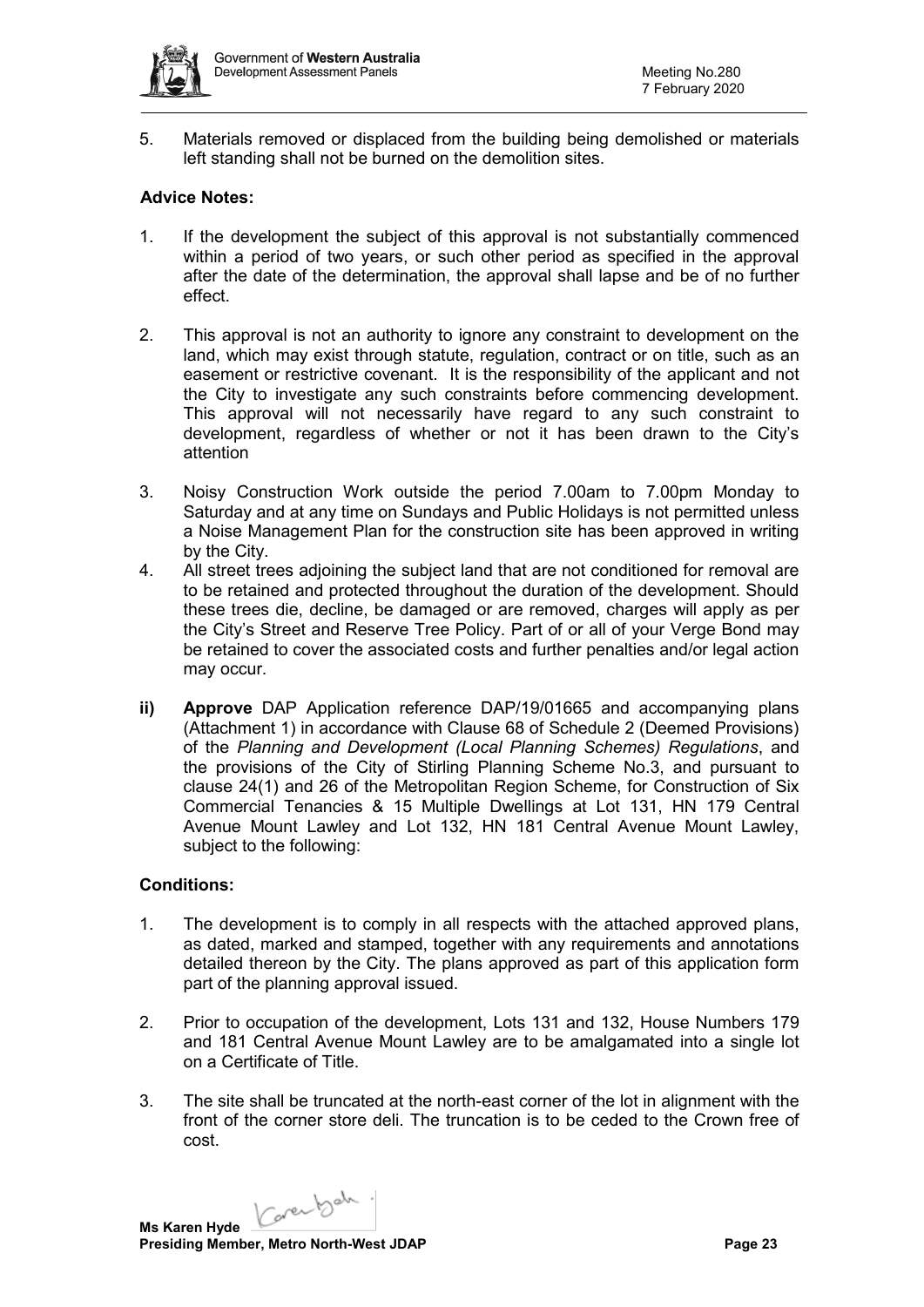5. Materials removed or displaced from the building being demolished or materials left standing shall not be burned on the demolition sites.

**Advice Notes:**

1. If the development the subject of this approval is not substantially commenced within a period of two years, or such other period as specified in the approval after the date of the determination, the approval shall lapse and be of no further effect.

2. This approval is not an authority to ignore any constraint to development on the land, which may exist through statute, regulation, contract or on title, such as an easement or restrictive covenant. It is the responsibility of the applicant and not the City to investigate any such constraints before commencing development. This approval will not necessarily have regard to any such constraint to development, regardless of whether or not it has been drawn to the City's attention

3. Noisy Construction Work outside the period 7.00am to 7.00pm Monday to Saturday and at any time on Sundays and Public Holidays is not permitted unless a Noise Management Plan for the construction site has been approved in writing by the City.

4. All street trees adjoining the subject land that are not conditioned for removal are to be retained and protected throughout the duration of the development. Should these trees die, decline, be damaged or are removed, charges will apply as per the City's Street and Reserve Tree Policy. Part of or all of your Verge Bond may be retained to cover the associated costs and further penalties and/or legal action may occur.

**ii) Approve** DAP Application reference DAP/19/01665 and accompanying plans (Attachment 1) in accordance with Clause 68 of Schedule 2 (Deemed Provisions) of the *Planning and Development (Local Planning Schemes) Regulations*, and the provisions of the City of Stirling Planning Scheme No.3, and pursuant to clause 24(1) and 26 of the Metropolitan Region Scheme, for Construction of Six Commercial Tenancies & 15 Multiple Dwellings at Lot 131, HN 179 Central Avenue Mount Lawley and Lot 132, HN 181 Central Avenue Mount Lawley, subject to the following:

**Conditions:**

1. The development is to comply in all respects with the attached approved plans, as dated, marked and stamped, together with any requirements and annotations detailed thereon by the City. The plans approved as part of this application form part of the planning approval issued.

2. Prior to occupation of the development, Lots 131 and 132, House Numbers 179 and 181 Central Avenue Mount Lawley are to be amalgamated into a single lot on a Certificate of Title.

3. The site shall be truncated at the north-east corner of the lot in alignment with the front of the corner store deli. The truncation is to be ceded to the Crown free of cost.

**Ms Karen Hyde**
**Presiding Member, Metro North-West JDAP**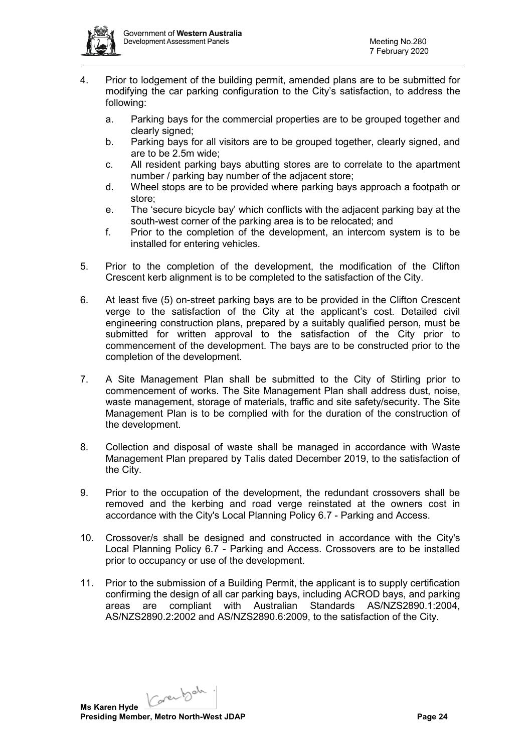4. Prior to lodgement of the building permit, amended plans are to be submitted for modifying the car parking configuration to the City's satisfaction, to address the following:

   a. Parking bays for the commercial properties are to be grouped together and clearly signed;
   b. Parking bays for all visitors are to be grouped together, clearly signed, and are to be 2.5m wide;
   c. All resident parking bays abutting stores are to correlate to the apartment number / parking bay number of the adjacent store;
   d. Wheel stops are to be provided where parking bays approach a footpath or store;
   e. The 'secure bicycle bay' which conflicts with the adjacent parking bay at the south-west corner of the parking area is to be relocated; and
   f. Prior to the completion of the development, an intercom system is to be installed for entering vehicles.

5. Prior to the completion of the development, the modification of the Clifton Crescent kerb alignment is to be completed to the satisfaction of the City.

6. At least five (5) on-street parking bays are to be provided in the Clifton Crescent verge to the satisfaction of the City at the applicant's cost. Detailed civil engineering construction plans, prepared by a suitably qualified person, must be submitted for written approval to the satisfaction of the City prior to commencement of the development. The bays are to be constructed prior to the completion of the development.

7. A Site Management Plan shall be submitted to the City of Stirling prior to commencement of works. The Site Management Plan shall address dust, noise, waste management, storage of materials, traffic and site safety/security. The Site Management Plan is to be complied with for the duration of the construction of the development.

8. Collection and disposal of waste shall be managed in accordance with Waste Management Plan prepared by Talis dated December 2019, to the satisfaction of the City.

9. Prior to the occupation of the development, the redundant crossovers shall be removed and the kerbing and road verge reinstated at the owners cost in accordance with the City's Local Planning Policy 6.7 - Parking and Access.

10. Crossover/s shall be designed and constructed in accordance with the City's Local Planning Policy 6.7 - Parking and Access. Crossovers are to be installed prior to occupancy or use of the development.

11. Prior to the submission of a Building Permit, the applicant is to supply certification confirming the design of all car parking bays, including ACROD bays, and parking areas are compliant with Australian Standards AS/NZS2890.1:2004, AS/NZS2890.2:2002 and AS/NZS2890.6:2009, to the satisfaction of the City.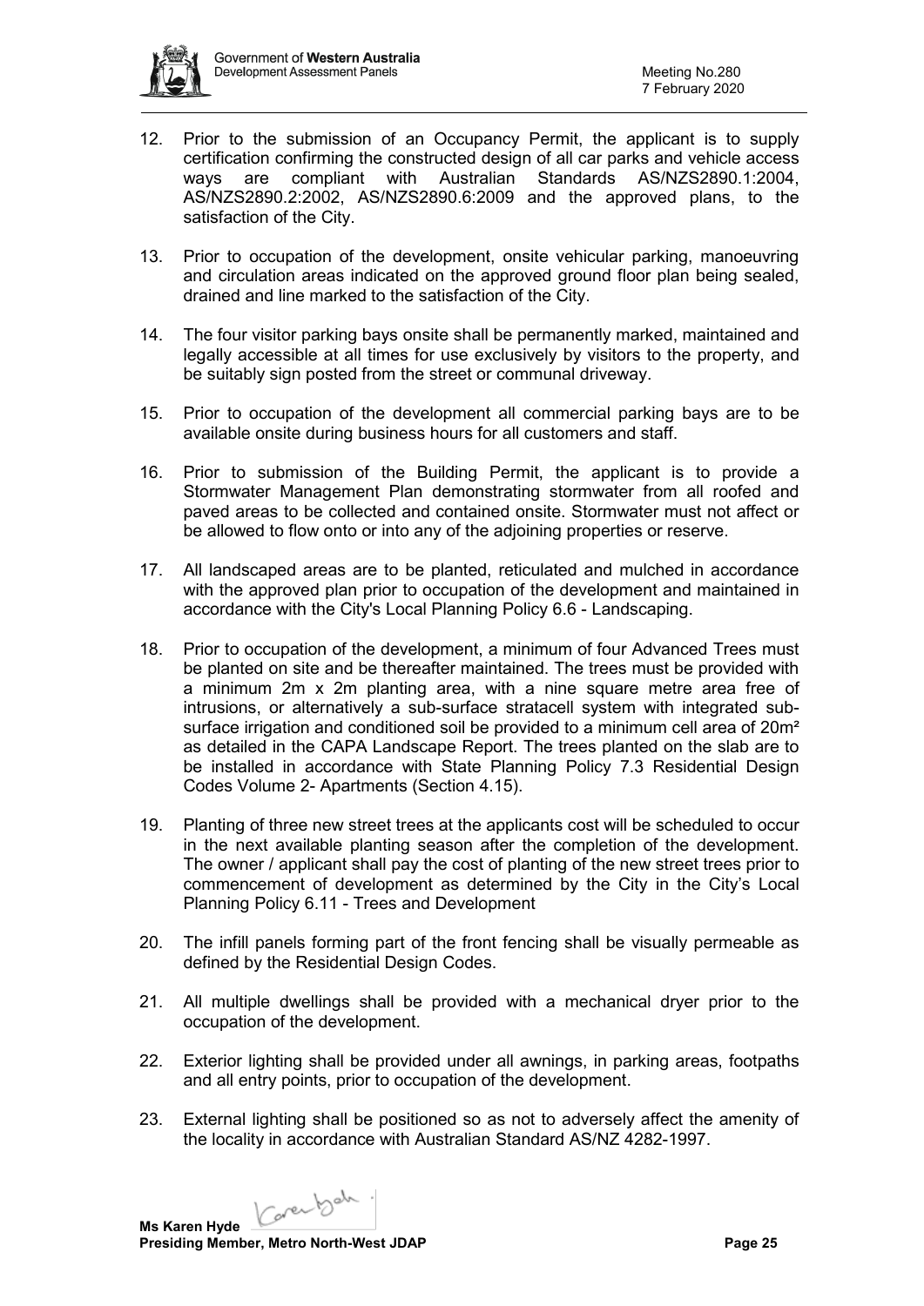12. Prior to the submission of an Occupancy Permit, the applicant is to supply certification confirming the constructed design of all car parks and vehicle access ways are compliant with Australian Standards AS/NZS2890.1:2004, AS/NZS2890.2:2002, AS/NZS2890.6:2009 and the approved plans, to the satisfaction of the City.

13. Prior to occupation of the development, onsite vehicular parking, manoeuvring and circulation areas indicated on the approved ground floor plan being sealed, drained and line marked to the satisfaction of the City.

14. The four visitor parking bays onsite shall be permanently marked, maintained and legally accessible at all times for use exclusively by visitors to the property, and be suitably sign posted from the street or communal driveway.

15. Prior to occupation of the development all commercial parking bays are to be available onsite during business hours for all customers and staff.

16. Prior to submission of the Building Permit, the applicant is to provide a Stormwater Management Plan demonstrating stormwater from all roofed and paved areas to be collected and contained onsite. Stormwater must not affect or be allowed to flow onto or into any of the adjoining properties or reserve.

17. All landscaped areas are to be planted, reticulated and mulched in accordance with the approved plan prior to occupation of the development and maintained in accordance with the City's Local Planning Policy 6.6 - Landscaping.

18. Prior to occupation of the development, a minimum of four Advanced Trees must be planted on site and be thereafter maintained. The trees must be provided with a minimum 2m x 2m planting area, with a nine square metre area free of intrusions, or alternatively a sub-surface stratacell system with integrated sub-surface irrigation and conditioned soil be provided to a minimum cell area of 20m² as detailed in the CAPA Landscape Report. The trees planted on the slab are to be installed in accordance with State Planning Policy 7.3 Residential Design Codes Volume 2- Apartments (Section 4.15).

19. Planting of three new street trees at the applicants cost will be scheduled to occur in the next available planting season after the completion of the development. The owner / applicant shall pay the cost of planting of the new street trees prior to commencement of development as determined by the City in the City's Local Planning Policy 6.11 - Trees and Development

20. The infill panels forming part of the front fencing shall be visually permeable as defined by the Residential Design Codes.

21. All multiple dwellings shall be provided with a mechanical dryer prior to the occupation of the development.

22. Exterior lighting shall be provided under all awnings, in parking areas, footpaths and all entry points, prior to occupation of the development.

23. External lighting shall be positioned so as not to adversely affect the amenity of the locality in accordance with Australian Standard AS/NZ 4282-1997.

**Ms Karen Hyde**
**Presiding Member, Metro North-West JDAP**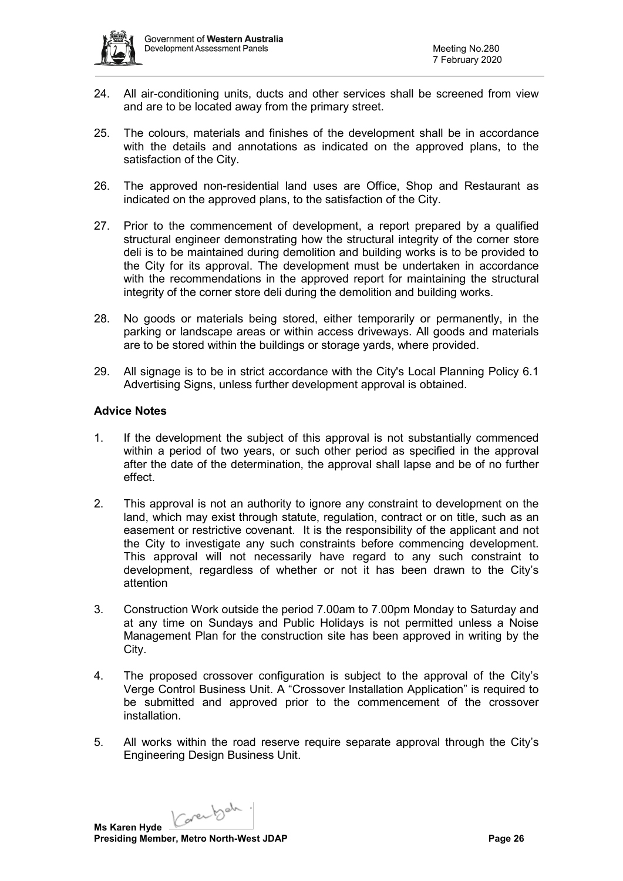24. All air-conditioning units, ducts and other services shall be screened from view and are to be located away from the primary street.

25. The colours, materials and finishes of the development shall be in accordance with the details and annotations as indicated on the approved plans, to the satisfaction of the City.

26. The approved non-residential land uses are Office, Shop and Restaurant as indicated on the approved plans, to the satisfaction of the City.

27. Prior to the commencement of development, a report prepared by a qualified structural engineer demonstrating how the structural integrity of the corner store deli is to be maintained during demolition and building works is to be provided to the City for its approval. The development must be undertaken in accordance with the recommendations in the approved report for maintaining the structural integrity of the corner store deli during the demolition and building works.

28. No goods or materials being stored, either temporarily or permanently, in the parking or landscape areas or within access driveways. All goods and materials are to be stored within the buildings or storage yards, where provided.

29. All signage is to be in strict accordance with the City's Local Planning Policy 6.1 Advertising Signs, unless further development approval is obtained.

**Advice Notes**

1. If the development the subject of this approval is not substantially commenced within a period of two years, or such other period as specified in the approval after the date of the determination, the approval shall lapse and be of no further effect.

2. This approval is not an authority to ignore any constraint to development on the land, which may exist through statute, regulation, contract or on title, such as an easement or restrictive covenant. It is the responsibility of the applicant and not the City to investigate any such constraints before commencing development. This approval will not necessarily have regard to any such constraint to development, regardless of whether or not it has been drawn to the City's attention

3. Construction Work outside the period 7.00am to 7.00pm Monday to Saturday and at any time on Sundays and Public Holidays is not permitted unless a Noise Management Plan for the construction site has been approved in writing by the City.

4. The proposed crossover configuration is subject to the approval of the City's Verge Control Business Unit. A "Crossover Installation Application" is required to be submitted and approved prior to the commencement of the crossover installation.

5. All works within the road reserve require separate approval through the City's Engineering Design Business Unit.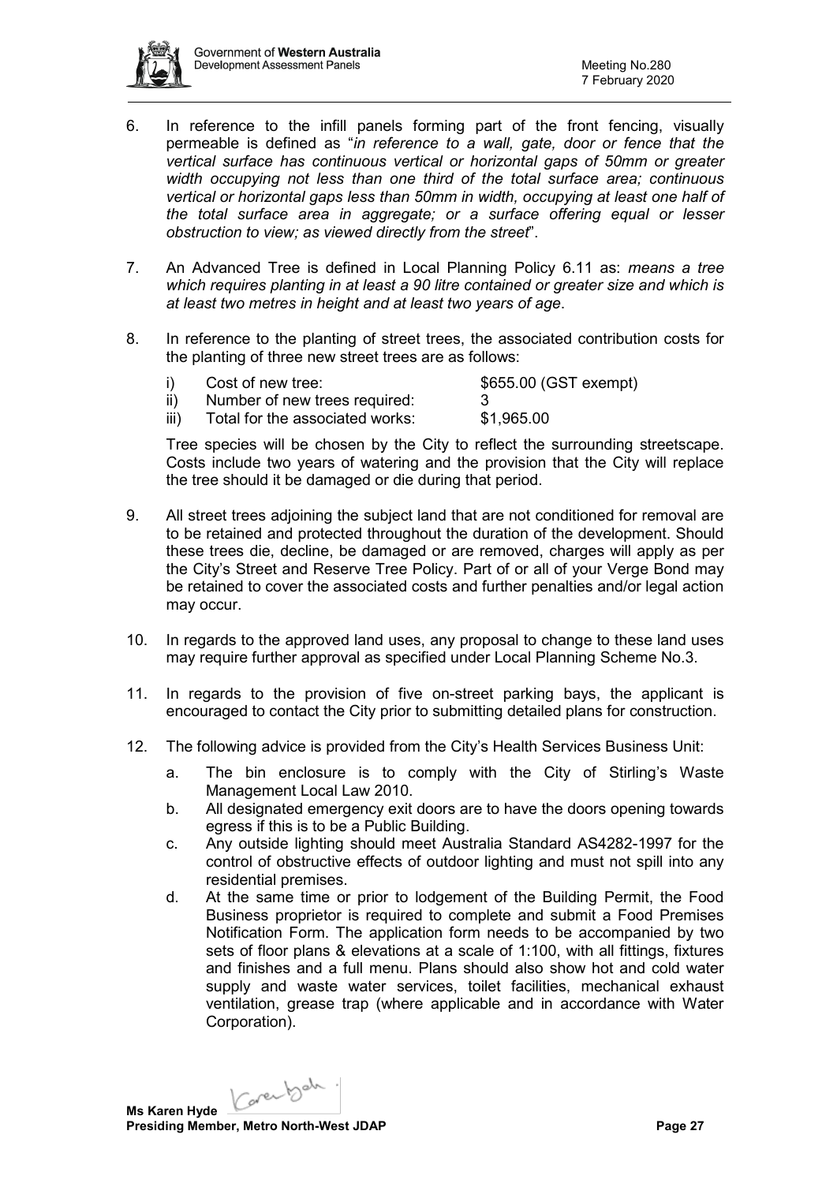6. In reference to the infill panels forming part of the front fencing, visually permeable is defined as "*in reference to a wall, gate, door or fence that the vertical surface has continuous vertical or horizontal gaps of 50mm or greater width occupying not less than one third of the total surface area; continuous vertical or horizontal gaps less than 50mm in width, occupying at least one half of the total surface area in aggregate; or a surface offering equal or lesser obstruction to view; as viewed directly from the street*".

7. An Advanced Tree is defined in Local Planning Policy 6.11 as: *means a tree which requires planting in at least a 90 litre contained or greater size and which is at least two metres in height and at least two years of age*.

8. In reference to the planting of street trees, the associated contribution costs for the planting of three new street trees are as follows:

   i) Cost of new tree: $655.00 (GST exempt)
   ii) Number of new trees required: 3
   iii) Total for the associated works: $1,965.00

   Tree species will be chosen by the City to reflect the surrounding streetscape. Costs include two years of watering and the provision that the City will replace the tree should it be damaged or die during that period.

9. All street trees adjoining the subject land that are not conditioned for removal are to be retained and protected throughout the duration of the development. Should these trees die, decline, be damaged or are removed, charges will apply as per the City's Street and Reserve Tree Policy. Part of or all of your Verge Bond may be retained to cover the associated costs and further penalties and/or legal action may occur.

10. In regards to the approved land uses, any proposal to change to these land uses may require further approval as specified under Local Planning Scheme No.3.

11. In regards to the provision of five on-street parking bays, the applicant is encouraged to contact the City prior to submitting detailed plans for construction.

12. The following advice is provided from the City's Health Services Business Unit:

    a. The bin enclosure is to comply with the City of Stirling's Waste Management Local Law 2010.
    b. All designated emergency exit doors are to have the doors opening towards egress if this is to be a Public Building.
    c. Any outside lighting should meet Australia Standard AS4282-1997 for the control of obstructive effects of outdoor lighting and must not spill into any residential premises.
    d. At the same time or prior to lodgement of the Building Permit, the Food Business proprietor is required to complete and submit a Food Premises Notification Form. The application form needs to be accompanied by two sets of floor plans & elevations at a scale of 1:100, with all fittings, fixtures and finishes and a full menu. Plans should also show hot and cold water supply and waste water services, toilet facilities, mechanical exhaust ventilation, grease trap (where applicable and in accordance with Water Corporation).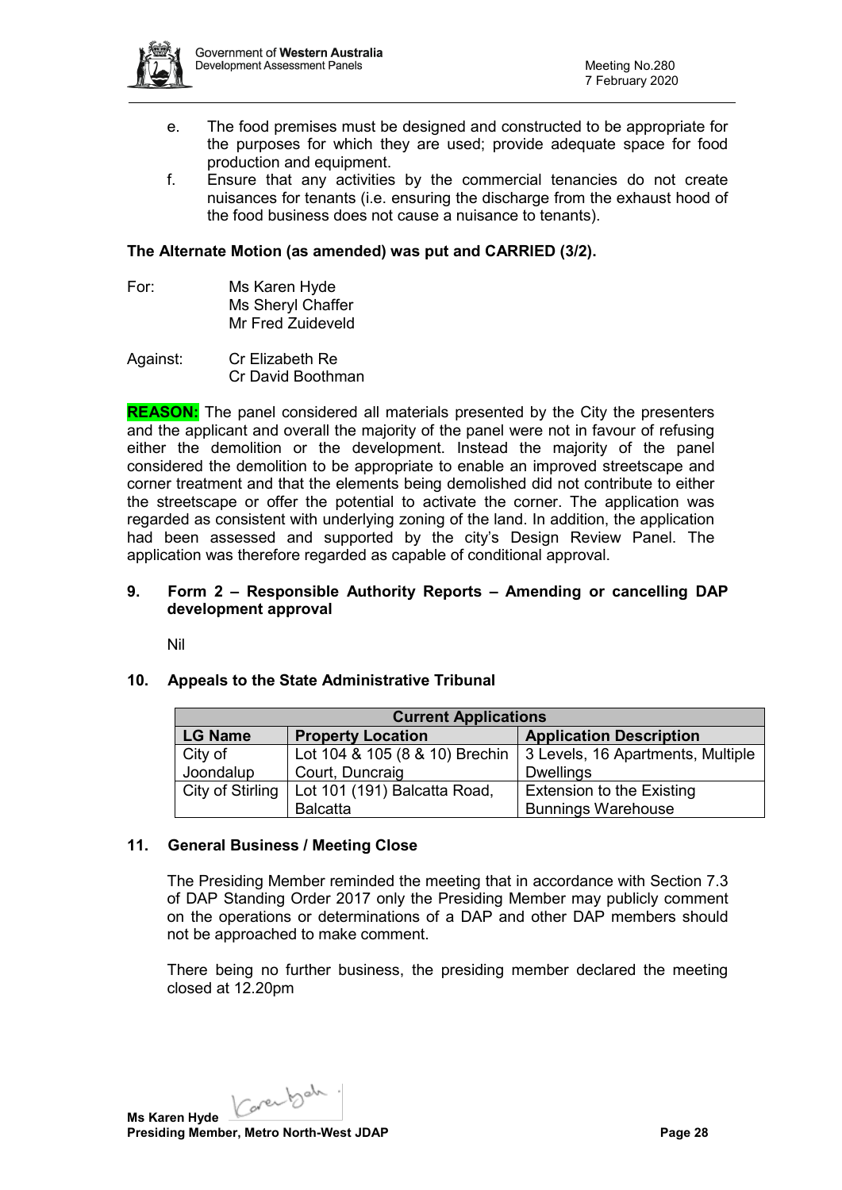e. The food premises must be designed and constructed to be appropriate for the purposes for which they are used; provide adequate space for food production and equipment.
f. Ensure that any activities by the commercial tenancies do not create nuisances for tenants (i.e. ensuring the discharge from the exhaust hood of the food business does not cause a nuisance to tenants).

**The Alternate Motion (as amended) was put and CARRIED (3/2).**

For: Ms Karen Hyde
Ms Sheryl Chaffer
Mr Fred Zuideveld

Against: Cr Elizabeth Re
Cr David Boothman

**REASON:** The panel considered all materials presented by the City the presenters and the applicant and overall the majority of the panel were not in favour of refusing either the demolition or the development. Instead the majority of the panel considered the demolition to be appropriate to enable an improved streetscape and corner treatment and that the elements being demolished did not contribute to either the streetscape or offer the potential to activate the corner. The application was regarded as consistent with underlying zoning of the land. In addition, the application had been assessed and supported by the city's Design Review Panel. The application was therefore regarded as capable of conditional approval.

## 9. Form 2 – Responsible Authority Reports – Amending or cancelling DAP development approval

Nil

## 10. Appeals to the State Administrative Tribunal

| Current Applications | | |
|---|---|---|
| **LG Name** | **Property Location** | **Application Description** |
| City of Joondalup | Lot 104 & 105 (8 & 10) Brechin Court, Duncraig | 3 Levels, 16 Apartments, Multiple Dwellings |
| City of Stirling | Lot 101 (191) Balcatta Road, Balcatta | Extension to the Existing Bunnings Warehouse |

## 11. General Business / Meeting Close

The Presiding Member reminded the meeting that in accordance with Section 7.3 of DAP Standing Order 2017 only the Presiding Member may publicly comment on the operations or determinations of a DAP and other DAP members should not be approached to make comment.

There being no further business, the presiding member declared the meeting closed at 12.20pm

**Ms Karen Hyde**
**Presiding Member, Metro North-West JDAP**